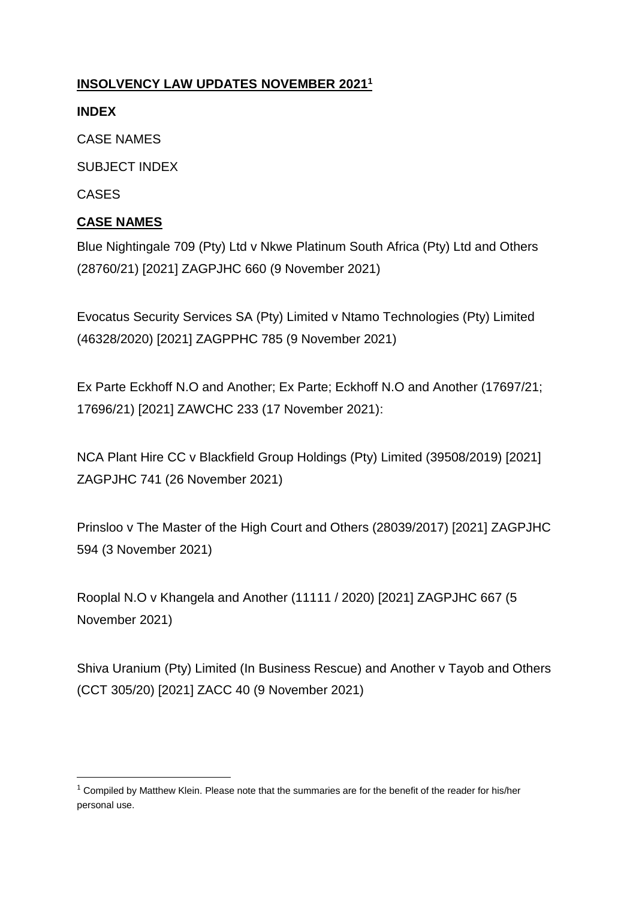# INSOLVENCY LAW UPDATES NOVEMBER 2021[1]

**INDEX**

CASE NAMES

SUBJECT INDEX

CASES

## CASE NAMES

Blue Nightingale 709 (Pty) Ltd v Nkwe Platinum South Africa (Pty) Ltd and Others (28760/21) [2021] ZAGPJHC 660 (9 November 2021)

Evocatus Security Services SA (Pty) Limited v Ntamo Technologies (Pty) Limited (46328/2020) [2021] ZAGPPHC 785 (9 November 2021)

Ex Parte Eckhoff N.O and Another; Ex Parte; Eckhoff N.O and Another (17697/21; 17696/21) [2021] ZAWCHC 233 (17 November 2021):

NCA Plant Hire CC v Blackfield Group Holdings (Pty) Limited (39508/2019) [2021] ZAGPJHC 741 (26 November 2021)

Prinsloo v The Master of the High Court and Others (28039/2017) [2021] ZAGPJHC 594 (3 November 2021)

Rooplal N.O v Khangela and Another (11111 / 2020) [2021] ZAGPJHC 667 (5 November 2021)

Shiva Uranium (Pty) Limited (In Business Rescue) and Another v Tayob and Others (CCT 305/20) [2021] ZACC 40 (9 November 2021)

---

[1] Compiled by Matthew Klein. Please note that the summaries are for the benefit of the reader for his/her personal use.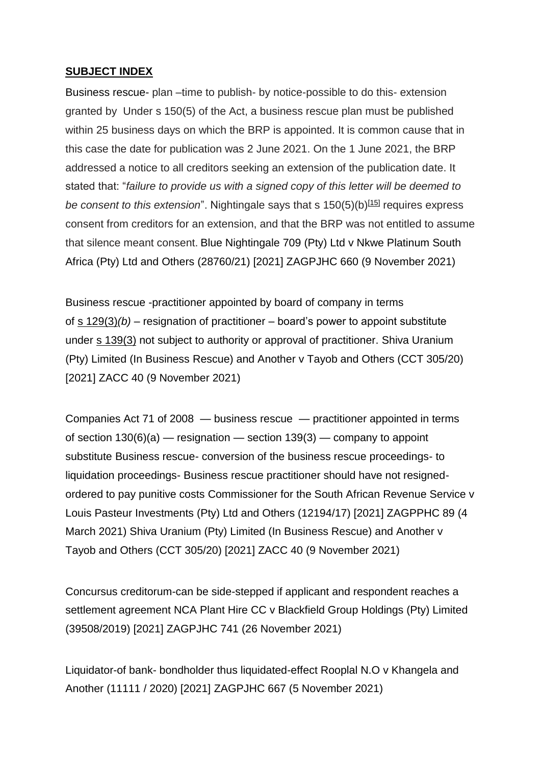**SUBJECT INDEX**

Business rescue- plan –time to publish- by notice-possible to do this- extension granted by Under s 150(5) of the Act, a business rescue plan must be published within 25 business days on which the BRP is appointed. It is common cause that in this case the date for publication was 2 June 2021. On the 1 June 2021, the BRP addressed a notice to all creditors seeking an extension of the publication date. It stated that: "*failure to provide us with a signed copy of this letter will be deemed to be consent to this extension*". Nightingale says that s 150(5)(b)[15] requires express consent from creditors for an extension, and that the BRP was not entitled to assume that silence meant consent. Blue Nightingale 709 (Pty) Ltd v Nkwe Platinum South Africa (Pty) Ltd and Others (28760/21) [2021] ZAGPJHC 660 (9 November 2021)

Business rescue -practitioner appointed by board of company in terms of s 129(3)*(b)* – resignation of practitioner – board's power to appoint substitute under s 139(3) not subject to authority or approval of practitioner. Shiva Uranium (Pty) Limited (In Business Rescue) and Another v Tayob and Others (CCT 305/20) [2021] ZACC 40 (9 November 2021)

Companies Act 71 of 2008 — business rescue — practitioner appointed in terms of section 130(6)(a) — resignation — section 139(3) — company to appoint substitute Business rescue- conversion of the business rescue proceedings- to liquidation proceedings- Business rescue practitioner should have not resigned-ordered to pay punitive costs Commissioner for the South African Revenue Service v Louis Pasteur Investments (Pty) Ltd and Others (12194/17) [2021] ZAGPPHC 89 (4 March 2021) Shiva Uranium (Pty) Limited (In Business Rescue) and Another v Tayob and Others (CCT 305/20) [2021] ZACC 40 (9 November 2021)

Concursus creditorum-can be side-stepped if applicant and respondent reaches a settlement agreement NCA Plant Hire CC v Blackfield Group Holdings (Pty) Limited (39508/2019) [2021] ZAGPJHC 741 (26 November 2021)

Liquidator-of bank- bondholder thus liquidated-effect Rooplal N.O v Khangela and Another (11111 / 2020) [2021] ZAGPJHC 667 (5 November 2021)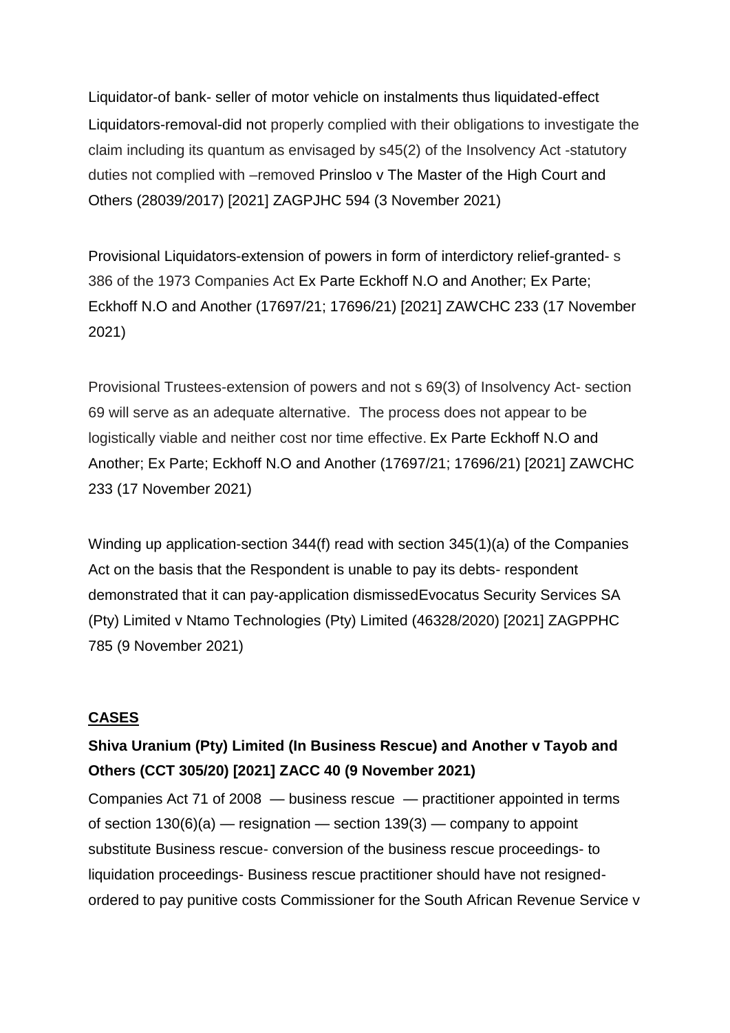Liquidator-of bank- seller of motor vehicle on instalments thus liquidated-effect

Liquidators-removal-did not properly complied with their obligations to investigate the claim including its quantum as envisaged by s45(2) of the Insolvency Act -statutory duties not complied with –removed Prinsloo v The Master of the High Court and Others (28039/2017) [2021] ZAGPJHC 594 (3 November 2021)

Provisional Liquidators-extension of powers in form of interdictory relief-granted- s 386 of the 1973 Companies Act Ex Parte Eckhoff N.O and Another; Ex Parte; Eckhoff N.O and Another (17697/21; 17696/21) [2021] ZAWCHC 233 (17 November 2021)

Provisional Trustees-extension of powers and not s 69(3) of Insolvency Act- section 69 will serve as an adequate alternative. The process does not appear to be logistically viable and neither cost nor time effective. Ex Parte Eckhoff N.O and Another; Ex Parte; Eckhoff N.O and Another (17697/21; 17696/21) [2021] ZAWCHC 233 (17 November 2021)

Winding up application-section 344(f) read with section 345(1)(a) of the Companies Act on the basis that the Respondent is unable to pay its debts- respondent demonstrated that it can pay-application dismissedEvocatus Security Services SA (Pty) Limited v Ntamo Technologies (Pty) Limited (46328/2020) [2021] ZAGPPHC 785 (9 November 2021)

## **CASES**

### Shiva Uranium (Pty) Limited (In Business Rescue) and Another v Tayob and Others (CCT 305/20) [2021] ZACC 40 (9 November 2021)

Companies Act 71 of 2008 — business rescue — practitioner appointed in terms of section 130(6)(a) — resignation — section 139(3) — company to appoint substitute Business rescue- conversion of the business rescue proceedings- to liquidation proceedings- Business rescue practitioner should have not resigned-ordered to pay punitive costs Commissioner for the South African Revenue Service v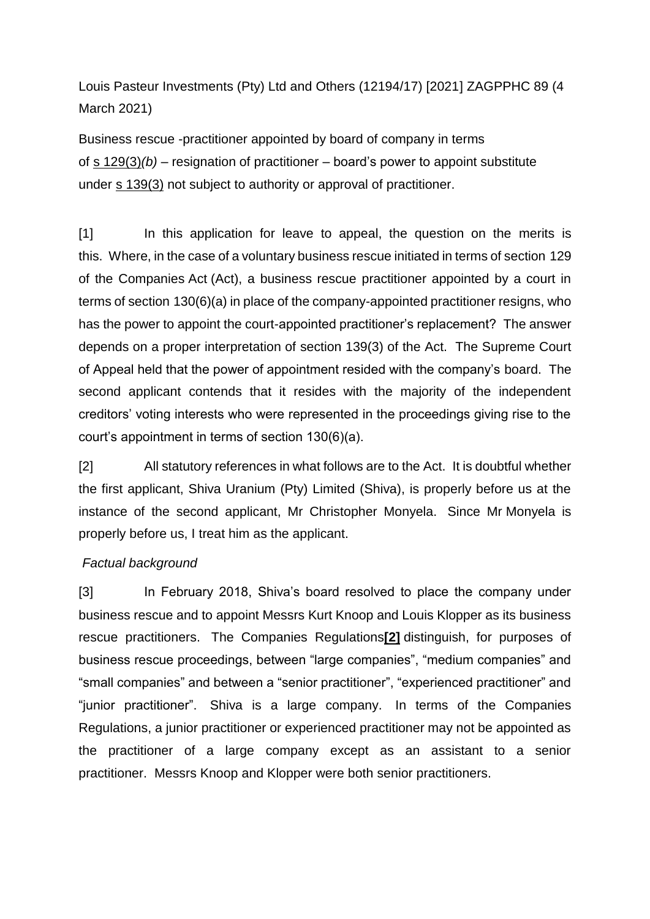Louis Pasteur Investments (Pty) Ltd and Others (12194/17) [2021] ZAGPPHC 89 (4 March 2021)

Business rescue -practitioner appointed by board of company in terms of s 129(3)*(b)* – resignation of practitioner – board's power to appoint substitute under s 139(3) not subject to authority or approval of practitioner.

[1] In this application for leave to appeal, the question on the merits is this. Where, in the case of a voluntary business rescue initiated in terms of section 129 of the Companies Act (Act), a business rescue practitioner appointed by a court in terms of section 130(6)(a) in place of the company-appointed practitioner resigns, who has the power to appoint the court-appointed practitioner's replacement? The answer depends on a proper interpretation of section 139(3) of the Act. The Supreme Court of Appeal held that the power of appointment resided with the company's board. The second applicant contends that it resides with the majority of the independent creditors' voting interests who were represented in the proceedings giving rise to the court's appointment in terms of section 130(6)(a).

[2] All statutory references in what follows are to the Act. It is doubtful whether the first applicant, Shiva Uranium (Pty) Limited (Shiva), is properly before us at the instance of the second applicant, Mr Christopher Monyela. Since Mr Monyela is properly before us, I treat him as the applicant.

*Factual background*

[3] In February 2018, Shiva's board resolved to place the company under business rescue and to appoint Messrs Kurt Knoop and Louis Klopper as its business rescue practitioners. The Companies Regulations**[2]** distinguish, for purposes of business rescue proceedings, between "large companies", "medium companies" and "small companies" and between a "senior practitioner", "experienced practitioner" and "junior practitioner". Shiva is a large company. In terms of the Companies Regulations, a junior practitioner or experienced practitioner may not be appointed as the practitioner of a large company except as an assistant to a senior practitioner. Messrs Knoop and Klopper were both senior practitioners.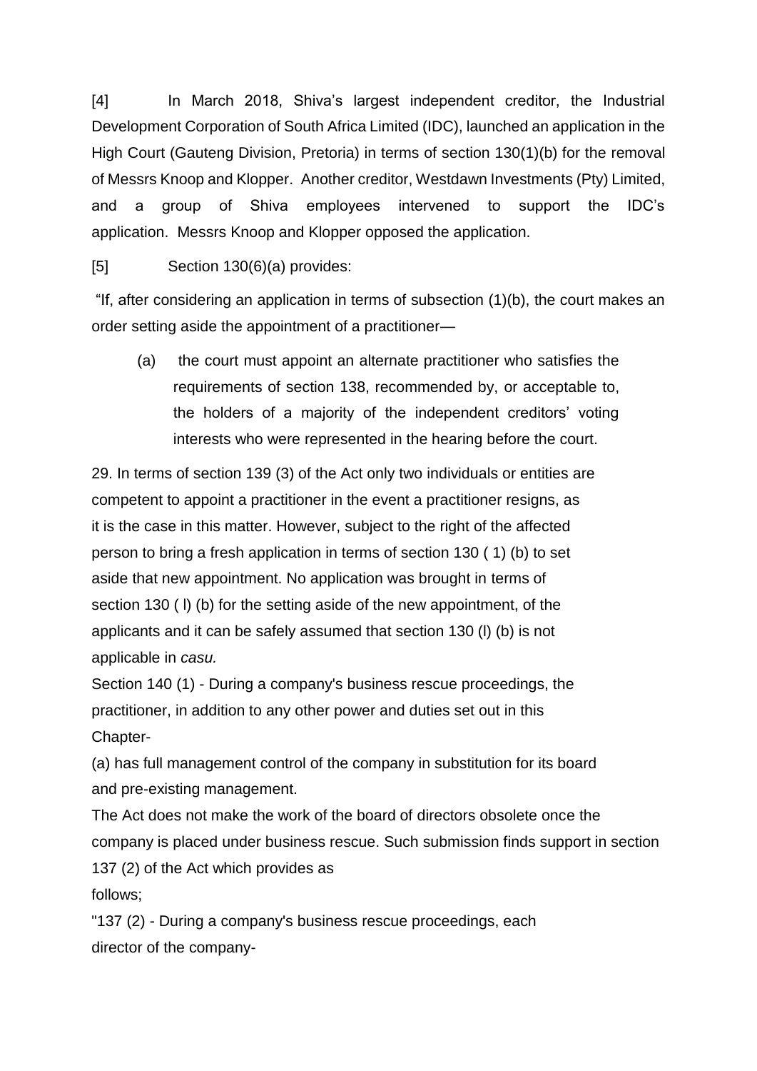[4] In March 2018, Shiva's largest independent creditor, the Industrial Development Corporation of South Africa Limited (IDC), launched an application in the High Court (Gauteng Division, Pretoria) in terms of section 130(1)(b) for the removal of Messrs Knoop and Klopper. Another creditor, Westdawn Investments (Pty) Limited, and a group of Shiva employees intervened to support the IDC's application. Messrs Knoop and Klopper opposed the application.

[5] Section 130(6)(a) provides:

"If, after considering an application in terms of subsection (1)(b), the court makes an order setting aside the appointment of a practitioner—

(a) the court must appoint an alternate practitioner who satisfies the requirements of section 138, recommended by, or acceptable to, the holders of a majority of the independent creditors' voting interests who were represented in the hearing before the court.

29. In terms of section 139 (3) of the Act only two individuals or entities are competent to appoint a practitioner in the event a practitioner resigns, as it is the case in this matter. However, subject to the right of the affected person to bring a fresh application in terms of section 130 ( 1) (b) to set aside that new appointment. No application was brought in terms of section 130 ( l) (b) for the setting aside of the new appointment, of the applicants and it can be safely assumed that section 130 (l) (b) is not applicable in *casu.*

Section 140 (1) - During a company's business rescue proceedings, the practitioner, in addition to any other power and duties set out in this Chapter-

(a) has full management control of the company in substitution for its board and pre-existing management.

The Act does not make the work of the board of directors obsolete once the company is placed under business rescue. Such submission finds support in section 137 (2) of the Act which provides as follows;

"137 (2) - During a company's business rescue proceedings, each director of the company-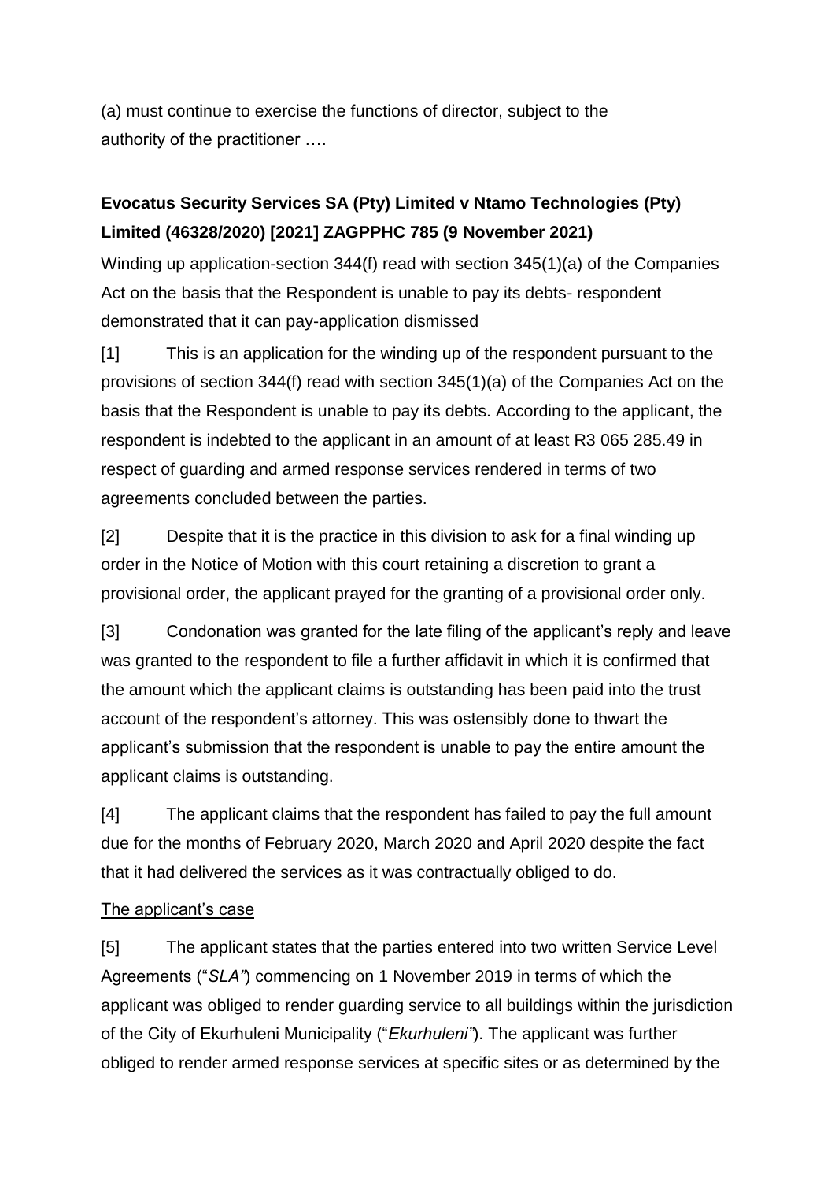(a) must continue to exercise the functions of director, subject to the authority of the practitioner ….

**Evocatus Security Services SA (Pty) Limited v Ntamo Technologies (Pty) Limited (46328/2020) [2021] ZAGPPHC 785 (9 November 2021)**

Winding up application-section 344(f) read with section 345(1)(a) of the Companies Act on the basis that the Respondent is unable to pay its debts- respondent demonstrated that it can pay-application dismissed

[1] This is an application for the winding up of the respondent pursuant to the provisions of section 344(f) read with section 345(1)(a) of the Companies Act on the basis that the Respondent is unable to pay its debts. According to the applicant, the respondent is indebted to the applicant in an amount of at least R3 065 285.49 in respect of guarding and armed response services rendered in terms of two agreements concluded between the parties.

[2] Despite that it is the practice in this division to ask for a final winding up order in the Notice of Motion with this court retaining a discretion to grant a provisional order, the applicant prayed for the granting of a provisional order only.

[3] Condonation was granted for the late filing of the applicant's reply and leave was granted to the respondent to file a further affidavit in which it is confirmed that the amount which the applicant claims is outstanding has been paid into the trust account of the respondent's attorney. This was ostensibly done to thwart the applicant's submission that the respondent is unable to pay the entire amount the applicant claims is outstanding.

[4] The applicant claims that the respondent has failed to pay the full amount due for the months of February 2020, March 2020 and April 2020 despite the fact that it had delivered the services as it was contractually obliged to do.

The applicant's case

[5] The applicant states that the parties entered into two written Service Level Agreements ("*SLA*") commencing on 1 November 2019 in terms of which the applicant was obliged to render guarding service to all buildings within the jurisdiction of the City of Ekurhuleni Municipality ("*Ekurhuleni*"). The applicant was further obliged to render armed response services at specific sites or as determined by the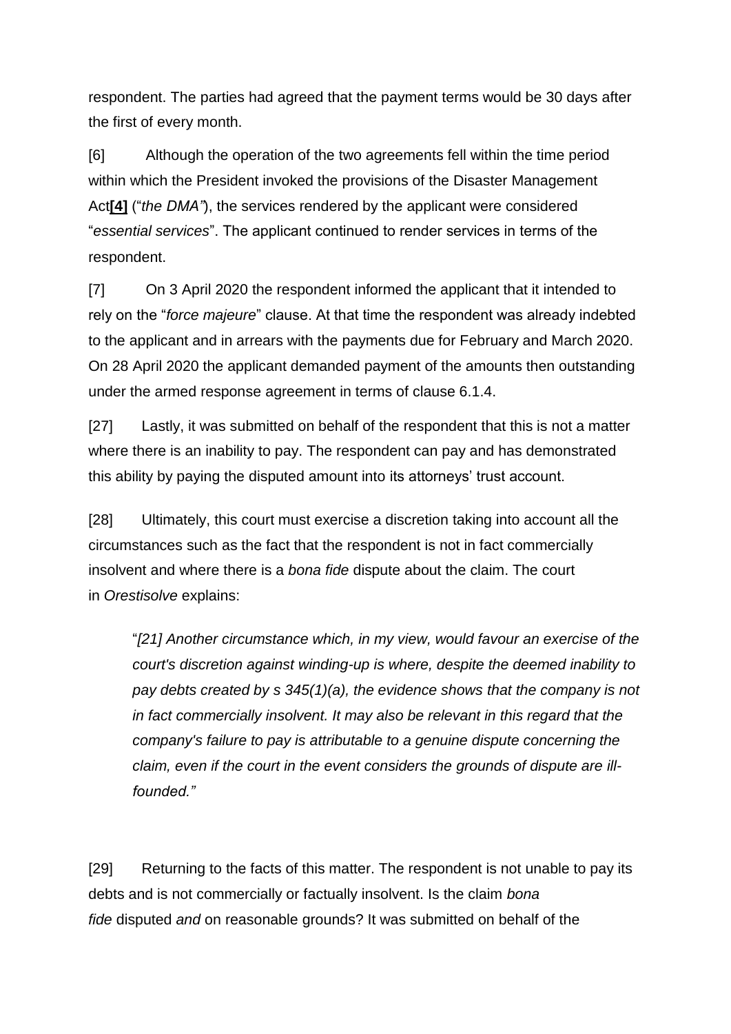respondent. The parties had agreed that the payment terms would be 30 days after the first of every month.

[6] Although the operation of the two agreements fell within the time period within which the President invoked the provisions of the Disaster Management Act[4] ("*the DMA"*), the services rendered by the applicant were considered "*essential services*". The applicant continued to render services in terms of the respondent.

[7] On 3 April 2020 the respondent informed the applicant that it intended to rely on the "*force majeure*" clause. At that time the respondent was already indebted to the applicant and in arrears with the payments due for February and March 2020. On 28 April 2020 the applicant demanded payment of the amounts then outstanding under the armed response agreement in terms of clause 6.1.4.

[27] Lastly, it was submitted on behalf of the respondent that this is not a matter where there is an inability to pay. The respondent can pay and has demonstrated this ability by paying the disputed amount into its attorneys' trust account.

[28] Ultimately, this court must exercise a discretion taking into account all the circumstances such as the fact that the respondent is not in fact commercially insolvent and where there is a *bona fide* dispute about the claim. The court in *Orestisolve* explains:

> "*[21] Another circumstance which, in my view, would favour an exercise of the court's discretion against winding-up is where, despite the deemed inability to pay debts created by s 345(1)(a), the evidence shows that the company is not in fact commercially insolvent. It may also be relevant in this regard that the company's failure to pay is attributable to a genuine dispute concerning the claim, even if the court in the event considers the grounds of dispute are ill-founded."*

[29] Returning to the facts of this matter. The respondent is not unable to pay its debts and is not commercially or factually insolvent. Is the claim *bona fide* disputed *and* on reasonable grounds? It was submitted on behalf of the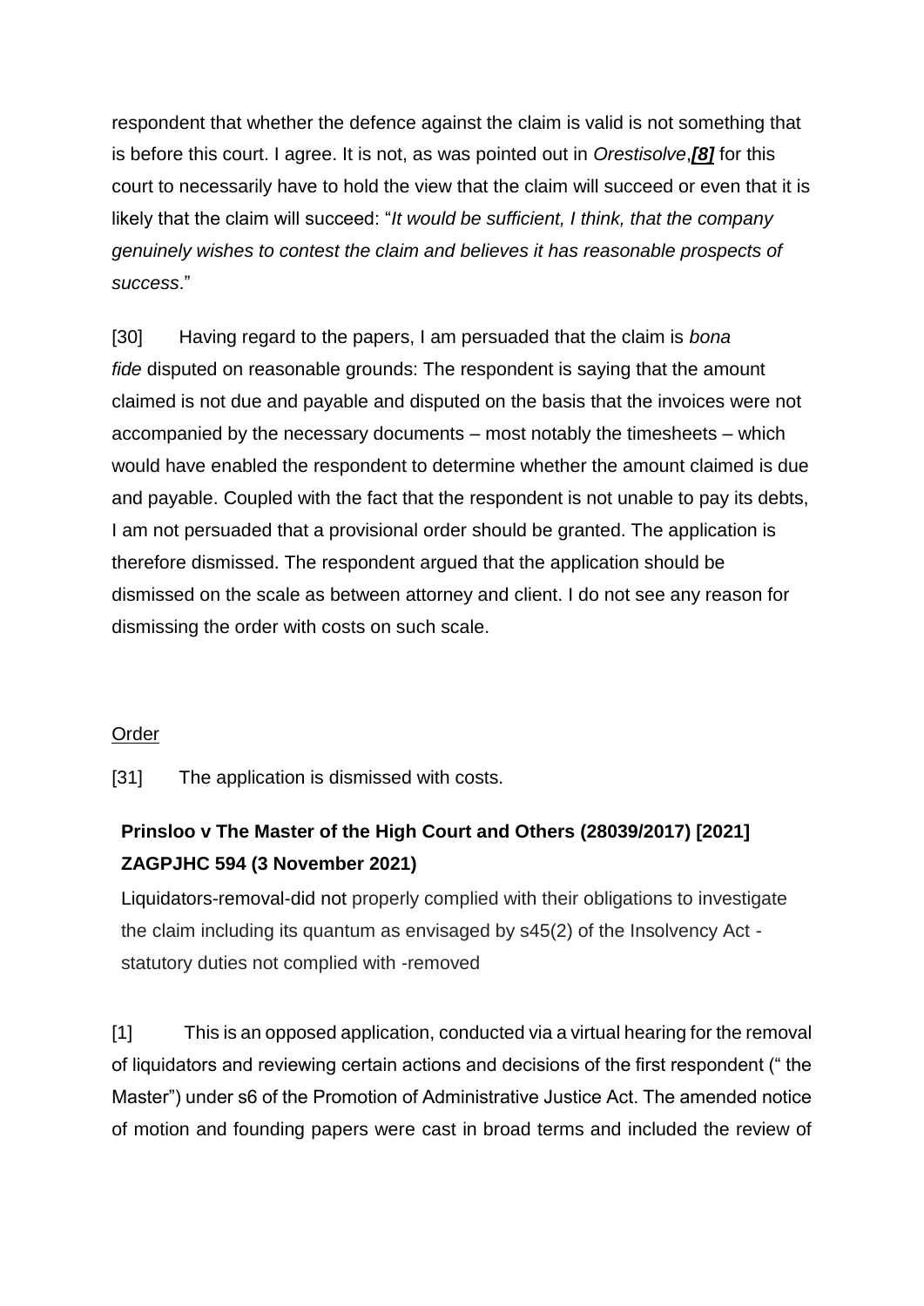respondent that whether the defence against the claim is valid is not something that is before this court. I agree. It is not, as was pointed out in *Orestisolve*,[8] for this court to necessarily have to hold the view that the claim will succeed or even that it is likely that the claim will succeed: "*It would be sufficient, I think, that the company genuinely wishes to contest the claim and believes it has reasonable prospects of success*."

[30] Having regard to the papers, I am persuaded that the claim is *bona fide* disputed on reasonable grounds: The respondent is saying that the amount claimed is not due and payable and disputed on the basis that the invoices were not accompanied by the necessary documents – most notably the timesheets – which would have enabled the respondent to determine whether the amount claimed is due and payable. Coupled with the fact that the respondent is not unable to pay its debts, I am not persuaded that a provisional order should be granted. The application is therefore dismissed. The respondent argued that the application should be dismissed on the scale as between attorney and client. I do not see any reason for dismissing the order with costs on such scale.

Order

[31] The application is dismissed with costs.

**Prinsloo v The Master of the High Court and Others (28039/2017) [2021] ZAGPJHC 594 (3 November 2021)**

Liquidators-removal-did not properly complied with their obligations to investigate the claim including its quantum as envisaged by s45(2) of the Insolvency Act - statutory duties not complied with -removed

[1] This is an opposed application, conducted via a virtual hearing for the removal of liquidators and reviewing certain actions and decisions of the first respondent (" the Master") under s6 of the Promotion of Administrative Justice Act. The amended notice of motion and founding papers were cast in broad terms and included the review of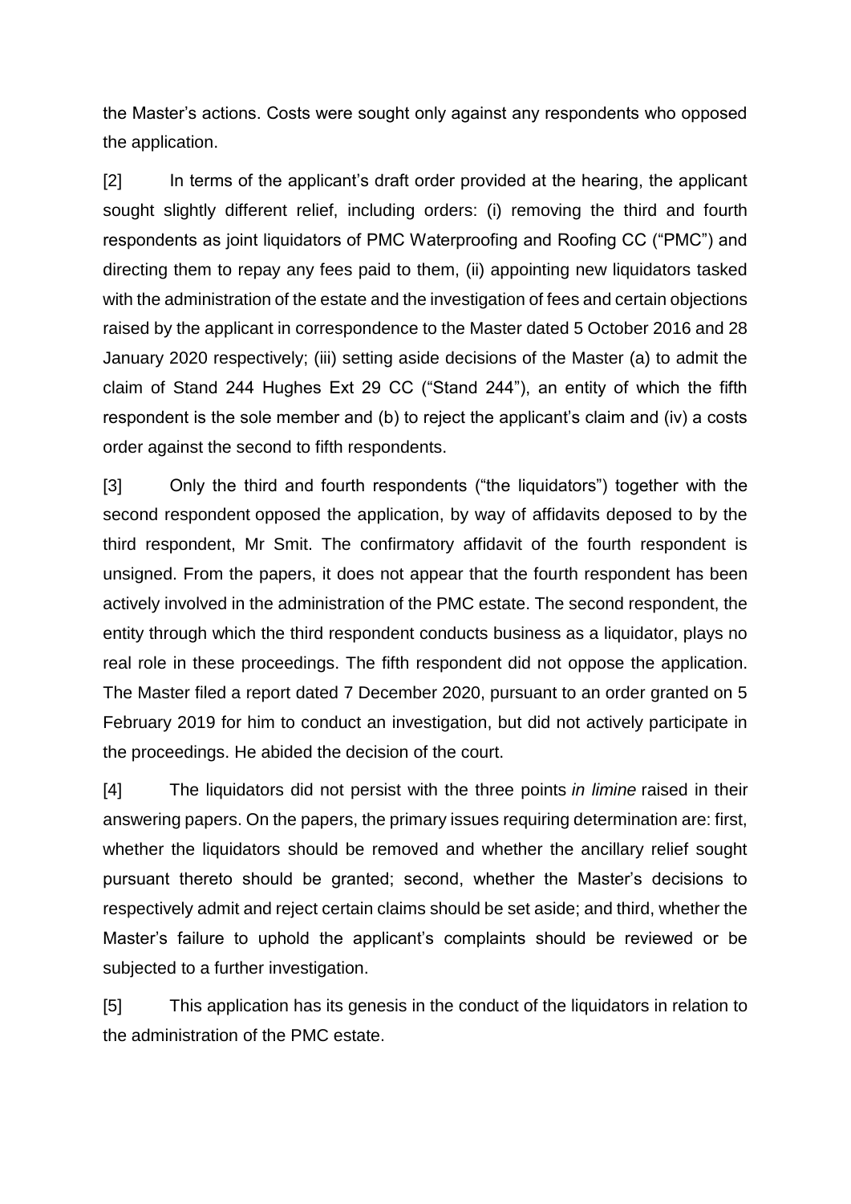the Master's actions. Costs were sought only against any respondents who opposed the application.

[2] In terms of the applicant's draft order provided at the hearing, the applicant sought slightly different relief, including orders: (i) removing the third and fourth respondents as joint liquidators of PMC Waterproofing and Roofing CC ("PMC") and directing them to repay any fees paid to them, (ii) appointing new liquidators tasked with the administration of the estate and the investigation of fees and certain objections raised by the applicant in correspondence to the Master dated 5 October 2016 and 28 January 2020 respectively; (iii) setting aside decisions of the Master (a) to admit the claim of Stand 244 Hughes Ext 29 CC ("Stand 244"), an entity of which the fifth respondent is the sole member and (b) to reject the applicant's claim and (iv) a costs order against the second to fifth respondents.

[3] Only the third and fourth respondents ("the liquidators") together with the second respondent opposed the application, by way of affidavits deposed to by the third respondent, Mr Smit. The confirmatory affidavit of the fourth respondent is unsigned. From the papers, it does not appear that the fourth respondent has been actively involved in the administration of the PMC estate. The second respondent, the entity through which the third respondent conducts business as a liquidator, plays no real role in these proceedings. The fifth respondent did not oppose the application. The Master filed a report dated 7 December 2020, pursuant to an order granted on 5 February 2019 for him to conduct an investigation, but did not actively participate in the proceedings. He abided the decision of the court.

[4] The liquidators did not persist with the three points *in limine* raised in their answering papers. On the papers, the primary issues requiring determination are: first, whether the liquidators should be removed and whether the ancillary relief sought pursuant thereto should be granted; second, whether the Master's decisions to respectively admit and reject certain claims should be set aside; and third, whether the Master's failure to uphold the applicant's complaints should be reviewed or be subjected to a further investigation.

[5] This application has its genesis in the conduct of the liquidators in relation to the administration of the PMC estate.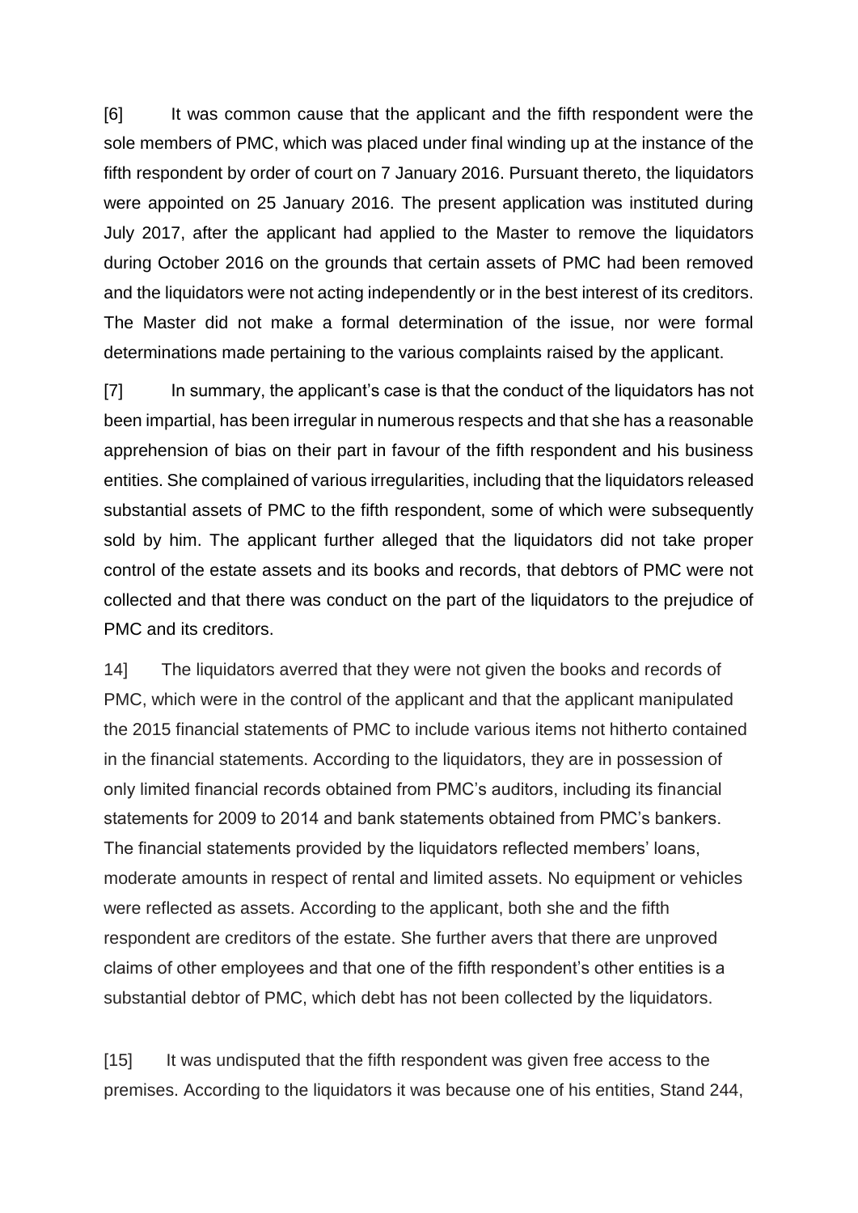[6] It was common cause that the applicant and the fifth respondent were the sole members of PMC, which was placed under final winding up at the instance of the fifth respondent by order of court on 7 January 2016. Pursuant thereto, the liquidators were appointed on 25 January 2016. The present application was instituted during July 2017, after the applicant had applied to the Master to remove the liquidators during October 2016 on the grounds that certain assets of PMC had been removed and the liquidators were not acting independently or in the best interest of its creditors. The Master did not make a formal determination of the issue, nor were formal determinations made pertaining to the various complaints raised by the applicant.

[7] In summary, the applicant's case is that the conduct of the liquidators has not been impartial, has been irregular in numerous respects and that she has a reasonable apprehension of bias on their part in favour of the fifth respondent and his business entities. She complained of various irregularities, including that the liquidators released substantial assets of PMC to the fifth respondent, some of which were subsequently sold by him. The applicant further alleged that the liquidators did not take proper control of the estate assets and its books and records, that debtors of PMC were not collected and that there was conduct on the part of the liquidators to the prejudice of PMC and its creditors.

14] The liquidators averred that they were not given the books and records of PMC, which were in the control of the applicant and that the applicant manipulated the 2015 financial statements of PMC to include various items not hitherto contained in the financial statements. According to the liquidators, they are in possession of only limited financial records obtained from PMC's auditors, including its financial statements for 2009 to 2014 and bank statements obtained from PMC's bankers. The financial statements provided by the liquidators reflected members' loans, moderate amounts in respect of rental and limited assets. No equipment or vehicles were reflected as assets. According to the applicant, both she and the fifth respondent are creditors of the estate. She further avers that there are unproved claims of other employees and that one of the fifth respondent's other entities is a substantial debtor of PMC, which debt has not been collected by the liquidators.

[15] It was undisputed that the fifth respondent was given free access to the premises. According to the liquidators it was because one of his entities, Stand 244,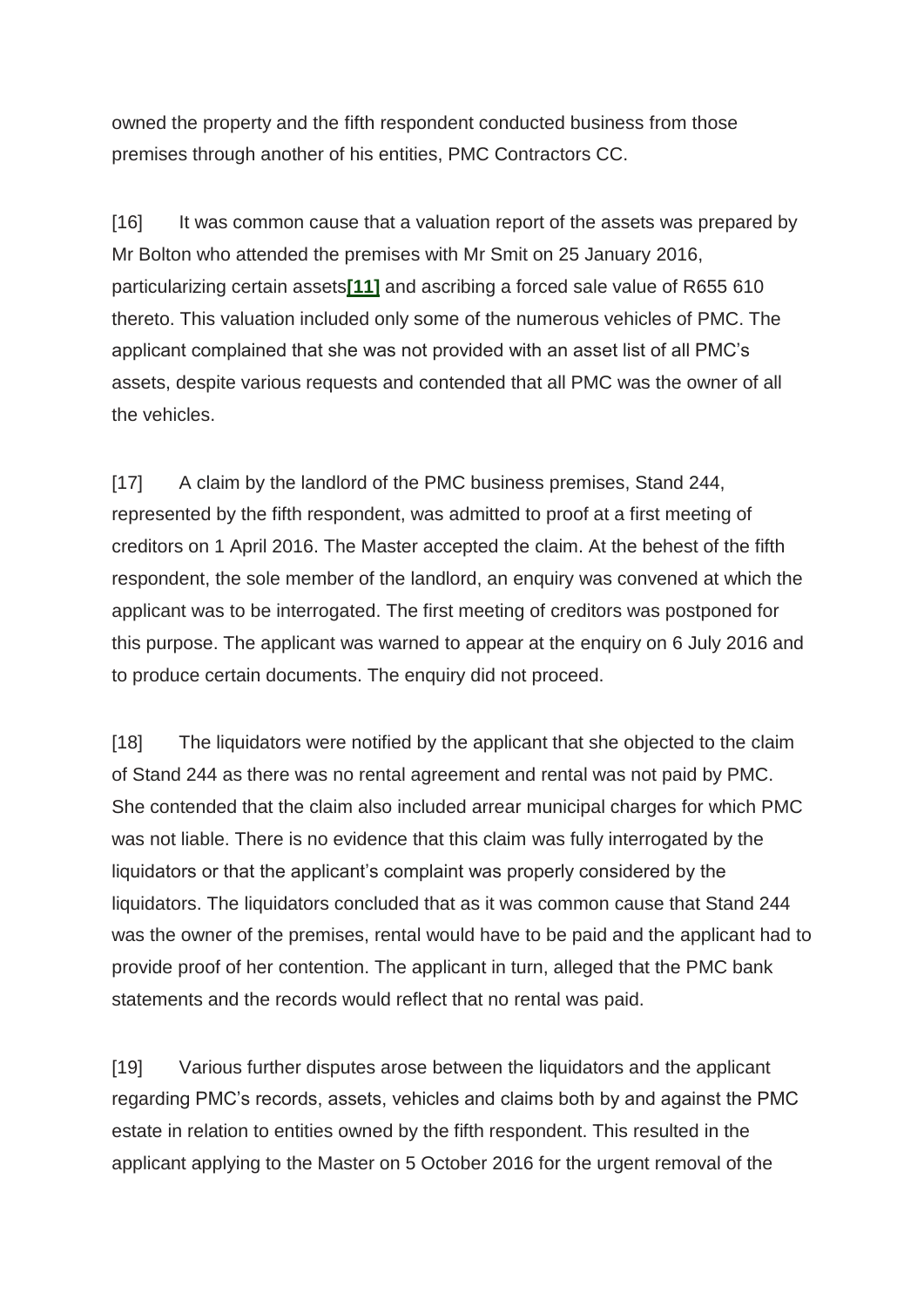owned the property and the fifth respondent conducted business from those premises through another of his entities, PMC Contractors CC.

[16] It was common cause that a valuation report of the assets was prepared by Mr Bolton who attended the premises with Mr Smit on 25 January 2016, particularizing certain assets[11] and ascribing a forced sale value of R655 610 thereto. This valuation included only some of the numerous vehicles of PMC. The applicant complained that she was not provided with an asset list of all PMC's assets, despite various requests and contended that all PMC was the owner of all the vehicles.

[17] A claim by the landlord of the PMC business premises, Stand 244, represented by the fifth respondent, was admitted to proof at a first meeting of creditors on 1 April 2016. The Master accepted the claim. At the behest of the fifth respondent, the sole member of the landlord, an enquiry was convened at which the applicant was to be interrogated. The first meeting of creditors was postponed for this purpose. The applicant was warned to appear at the enquiry on 6 July 2016 and to produce certain documents. The enquiry did not proceed.

[18] The liquidators were notified by the applicant that she objected to the claim of Stand 244 as there was no rental agreement and rental was not paid by PMC. She contended that the claim also included arrear municipal charges for which PMC was not liable. There is no evidence that this claim was fully interrogated by the liquidators or that the applicant's complaint was properly considered by the liquidators. The liquidators concluded that as it was common cause that Stand 244 was the owner of the premises, rental would have to be paid and the applicant had to provide proof of her contention. The applicant in turn, alleged that the PMC bank statements and the records would reflect that no rental was paid.

[19] Various further disputes arose between the liquidators and the applicant regarding PMC's records, assets, vehicles and claims both by and against the PMC estate in relation to entities owned by the fifth respondent. This resulted in the applicant applying to the Master on 5 October 2016 for the urgent removal of the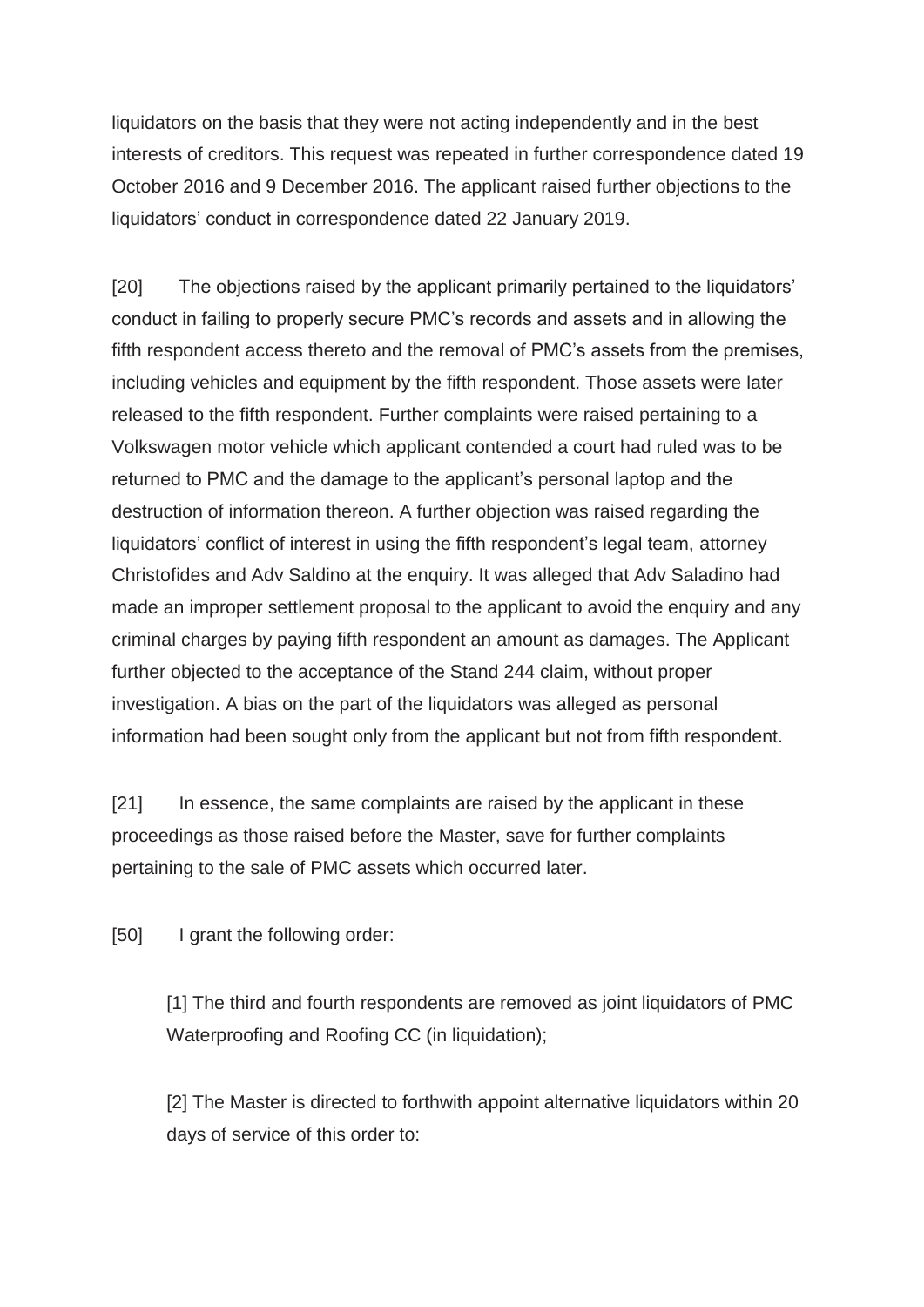liquidators on the basis that they were not acting independently and in the best interests of creditors. This request was repeated in further correspondence dated 19 October 2016 and 9 December 2016. The applicant raised further objections to the liquidators' conduct in correspondence dated 22 January 2019.

[20] The objections raised by the applicant primarily pertained to the liquidators' conduct in failing to properly secure PMC's records and assets and in allowing the fifth respondent access thereto and the removal of PMC's assets from the premises, including vehicles and equipment by the fifth respondent. Those assets were later released to the fifth respondent. Further complaints were raised pertaining to a Volkswagen motor vehicle which applicant contended a court had ruled was to be returned to PMC and the damage to the applicant's personal laptop and the destruction of information thereon. A further objection was raised regarding the liquidators' conflict of interest in using the fifth respondent's legal team, attorney Christofides and Adv Saldino at the enquiry. It was alleged that Adv Saladino had made an improper settlement proposal to the applicant to avoid the enquiry and any criminal charges by paying fifth respondent an amount as damages. The Applicant further objected to the acceptance of the Stand 244 claim, without proper investigation. A bias on the part of the liquidators was alleged as personal information had been sought only from the applicant but not from fifth respondent.

[21] In essence, the same complaints are raised by the applicant in these proceedings as those raised before the Master, save for further complaints pertaining to the sale of PMC assets which occurred later.

[50] I grant the following order:

> [1] The third and fourth respondents are removed as joint liquidators of PMC Waterproofing and Roofing CC (in liquidation);
>
> [2] The Master is directed to forthwith appoint alternative liquidators within 20 days of service of this order to: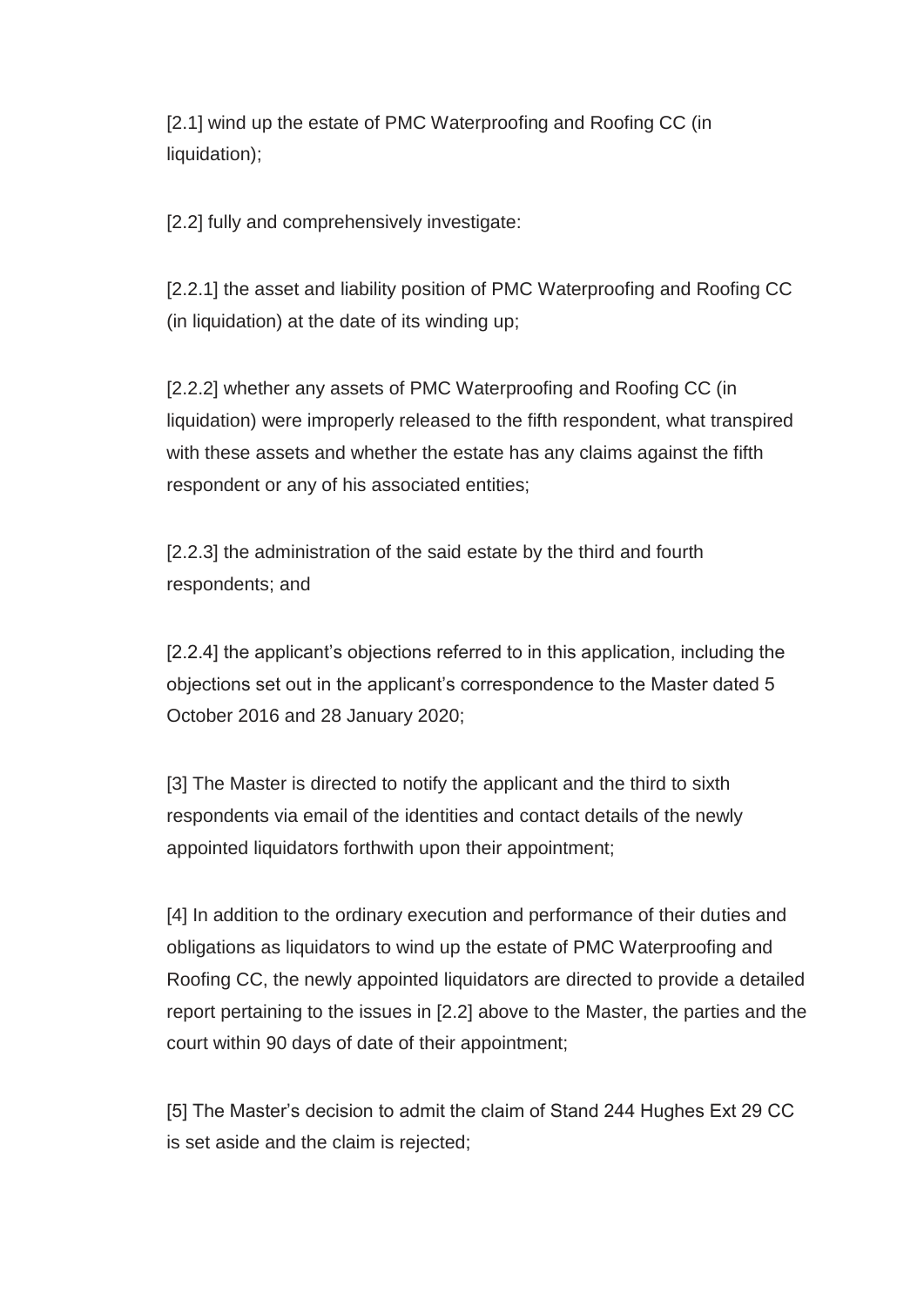[2.1] wind up the estate of PMC Waterproofing and Roofing CC (in liquidation);

[2.2] fully and comprehensively investigate:

[2.2.1] the asset and liability position of PMC Waterproofing and Roofing CC (in liquidation) at the date of its winding up;

[2.2.2] whether any assets of PMC Waterproofing and Roofing CC (in liquidation) were improperly released to the fifth respondent, what transpired with these assets and whether the estate has any claims against the fifth respondent or any of his associated entities;

[2.2.3] the administration of the said estate by the third and fourth respondents; and

[2.2.4] the applicant's objections referred to in this application, including the objections set out in the applicant's correspondence to the Master dated 5 October 2016 and 28 January 2020;

[3] The Master is directed to notify the applicant and the third to sixth respondents via email of the identities and contact details of the newly appointed liquidators forthwith upon their appointment;

[4] In addition to the ordinary execution and performance of their duties and obligations as liquidators to wind up the estate of PMC Waterproofing and Roofing CC, the newly appointed liquidators are directed to provide a detailed report pertaining to the issues in [2.2] above to the Master, the parties and the court within 90 days of date of their appointment;

[5] The Master's decision to admit the claim of Stand 244 Hughes Ext 29 CC is set aside and the claim is rejected;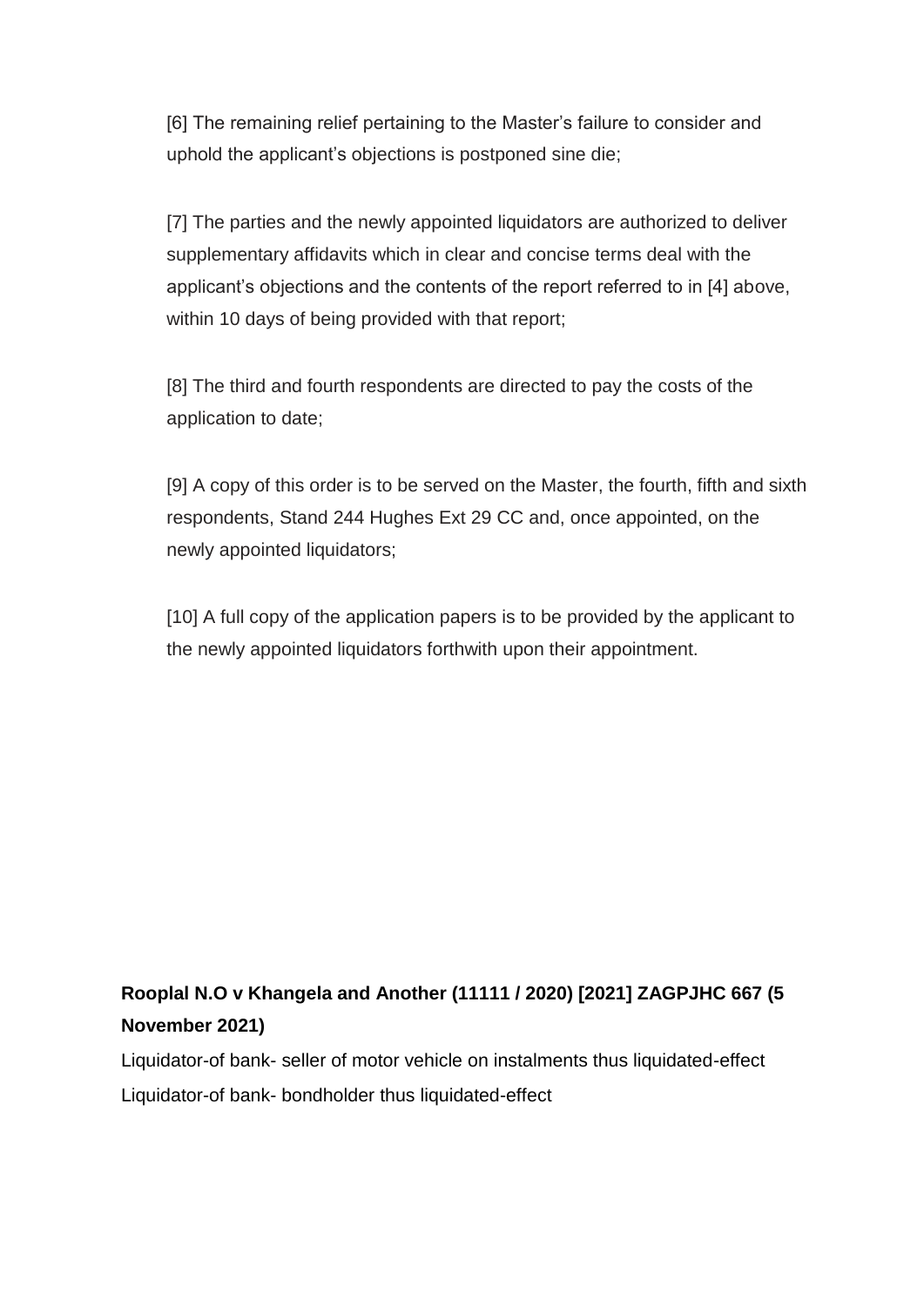[6] The remaining relief pertaining to the Master's failure to consider and uphold the applicant's objections is postponed sine die;

[7] The parties and the newly appointed liquidators are authorized to deliver supplementary affidavits which in clear and concise terms deal with the applicant's objections and the contents of the report referred to in [4] above, within 10 days of being provided with that report;

[8] The third and fourth respondents are directed to pay the costs of the application to date;

[9] A copy of this order is to be served on the Master, the fourth, fifth and sixth respondents, Stand 244 Hughes Ext 29 CC and, once appointed, on the newly appointed liquidators;

[10] A full copy of the application papers is to be provided by the applicant to the newly appointed liquidators forthwith upon their appointment.

**Rooplal N.O v Khangela and Another (11111 / 2020) [2021] ZAGPJHC 667 (5 November 2021)**

Liquidator-of bank- seller of motor vehicle on instalments thus liquidated-effect

Liquidator-of bank- bondholder thus liquidated-effect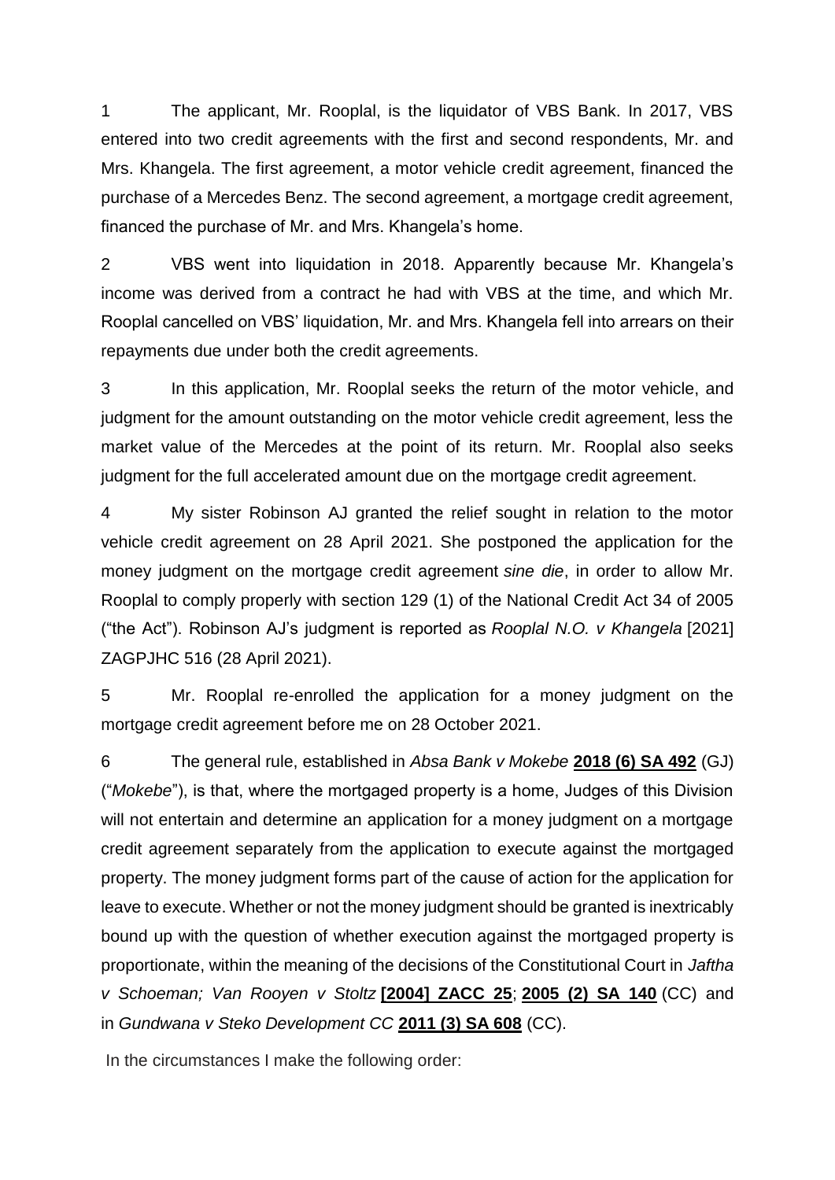1 The applicant, Mr. Rooplal, is the liquidator of VBS Bank. In 2017, VBS entered into two credit agreements with the first and second respondents, Mr. and Mrs. Khangela. The first agreement, a motor vehicle credit agreement, financed the purchase of a Mercedes Benz. The second agreement, a mortgage credit agreement, financed the purchase of Mr. and Mrs. Khangela's home.

2 VBS went into liquidation in 2018. Apparently because Mr. Khangela's income was derived from a contract he had with VBS at the time, and which Mr. Rooplal cancelled on VBS' liquidation, Mr. and Mrs. Khangela fell into arrears on their repayments due under both the credit agreements.

3 In this application, Mr. Rooplal seeks the return of the motor vehicle, and judgment for the amount outstanding on the motor vehicle credit agreement, less the market value of the Mercedes at the point of its return. Mr. Rooplal also seeks judgment for the full accelerated amount due on the mortgage credit agreement.

4 My sister Robinson AJ granted the relief sought in relation to the motor vehicle credit agreement on 28 April 2021. She postponed the application for the money judgment on the mortgage credit agreement *sine die*, in order to allow Mr. Rooplal to comply properly with section 129 (1) of the National Credit Act 34 of 2005 ("the Act"). Robinson AJ's judgment is reported as *Rooplal N.O. v Khangela* [2021] ZAGPJHC 516 (28 April 2021).

5 Mr. Rooplal re-enrolled the application for a money judgment on the mortgage credit agreement before me on 28 October 2021.

6 The general rule, established in *Absa Bank v Mokebe* **2018 (6) SA 492** (GJ) ("*Mokebe*"), is that, where the mortgaged property is a home, Judges of this Division will not entertain and determine an application for a money judgment on a mortgage credit agreement separately from the application to execute against the mortgaged property. The money judgment forms part of the cause of action for the application for leave to execute. Whether or not the money judgment should be granted is inextricably bound up with the question of whether execution against the mortgaged property is proportionate, within the meaning of the decisions of the Constitutional Court in *Jaftha v Schoeman; Van Rooyen v Stoltz* **[2004] ZACC 25**; **2005 (2) SA 140** (CC) and in *Gundwana v Steko Development CC* **2011 (3) SA 608** (CC).

In the circumstances I make the following order: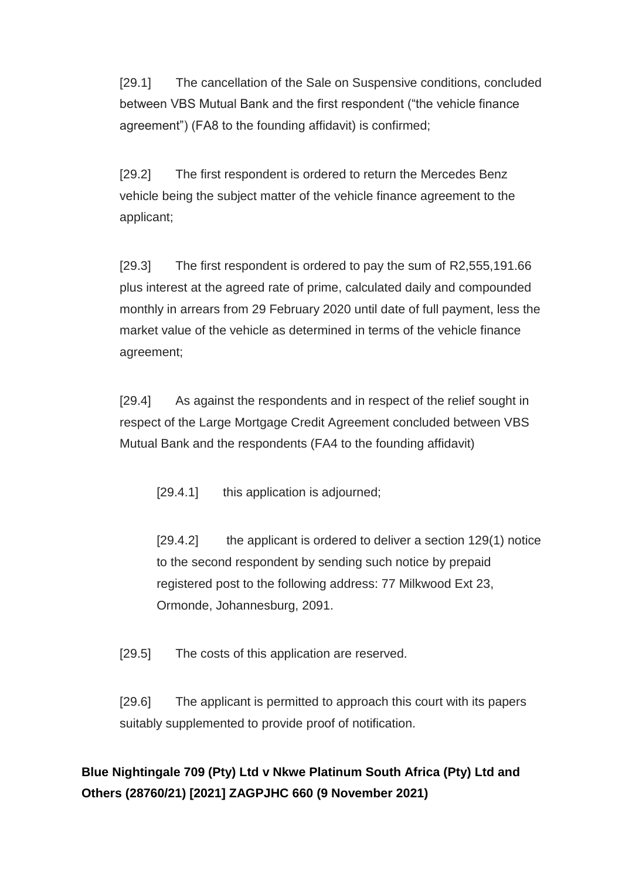[29.1] The cancellation of the Sale on Suspensive conditions, concluded between VBS Mutual Bank and the first respondent (“the vehicle finance agreement”) (FA8 to the founding affidavit) is confirmed;

[29.2] The first respondent is ordered to return the Mercedes Benz vehicle being the subject matter of the vehicle finance agreement to the applicant;

[29.3] The first respondent is ordered to pay the sum of R2,555,191.66 plus interest at the agreed rate of prime, calculated daily and compounded monthly in arrears from 29 February 2020 until date of full payment, less the market value of the vehicle as determined in terms of the vehicle finance agreement;

[29.4] As against the respondents and in respect of the relief sought in respect of the Large Mortgage Credit Agreement concluded between VBS Mutual Bank and the respondents (FA4 to the founding affidavit)

> [29.4.1] this application is adjourned;
>
> [29.4.2] the applicant is ordered to deliver a section 129(1) notice to the second respondent by sending such notice by prepaid registered post to the following address: 77 Milkwood Ext 23, Ormonde, Johannesburg, 2091.

[29.5] The costs of this application are reserved.

[29.6] The applicant is permitted to approach this court with its papers suitably supplemented to provide proof of notification.

**Blue Nightingale 709 (Pty) Ltd v Nkwe Platinum South Africa (Pty) Ltd and Others (28760/21) [2021] ZAGPJHC 660 (9 November 2021)**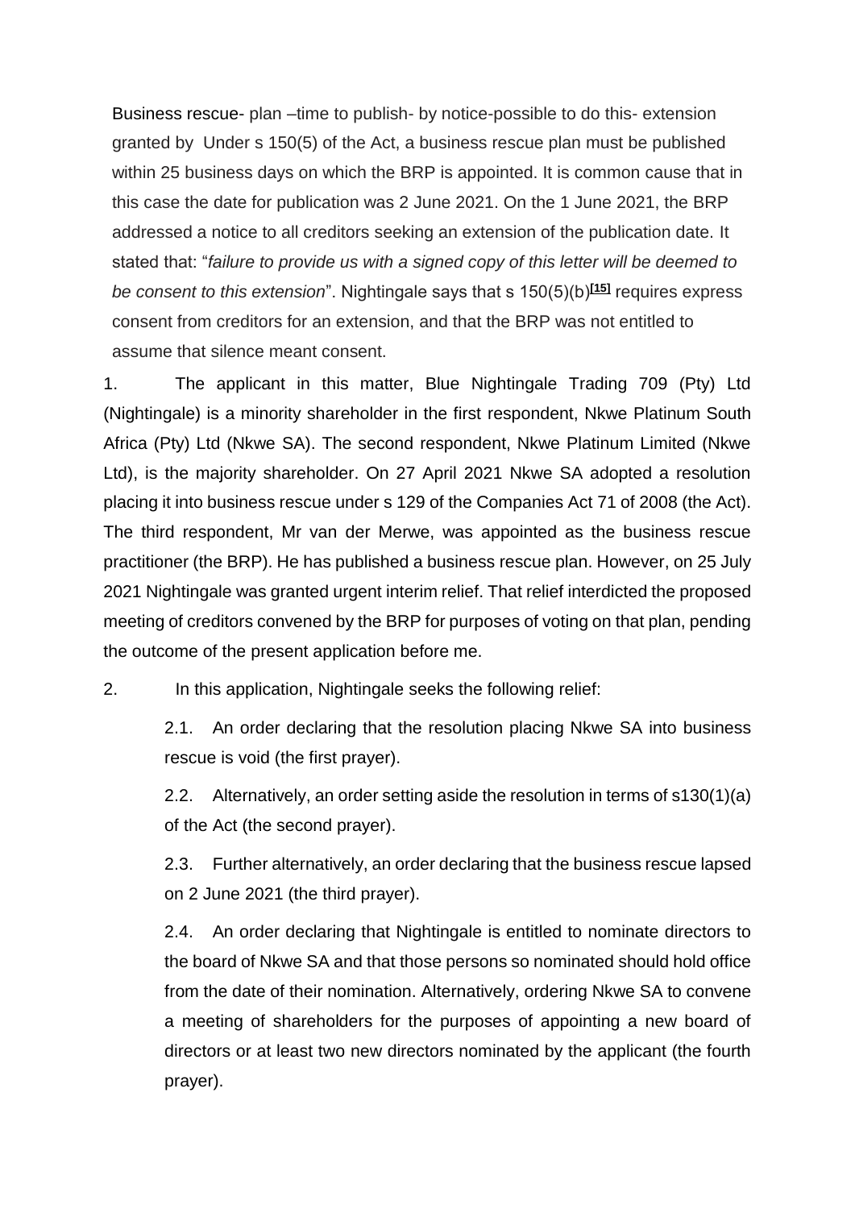Business rescue- plan –time to publish- by notice-possible to do this- extension granted by Under s 150(5) of the Act, a business rescue plan must be published within 25 business days on which the BRP is appointed. It is common cause that in this case the date for publication was 2 June 2021. On the 1 June 2021, the BRP addressed a notice to all creditors seeking an extension of the publication date. It stated that: "*failure to provide us with a signed copy of this letter will be deemed to be consent to this extension*". Nightingale says that s 150(5)(b)[15] requires express consent from creditors for an extension, and that the BRP was not entitled to assume that silence meant consent.

1. The applicant in this matter, Blue Nightingale Trading 709 (Pty) Ltd (Nightingale) is a minority shareholder in the first respondent, Nkwe Platinum South Africa (Pty) Ltd (Nkwe SA). The second respondent, Nkwe Platinum Limited (Nkwe Ltd), is the majority shareholder. On 27 April 2021 Nkwe SA adopted a resolution placing it into business rescue under s 129 of the Companies Act 71 of 2008 (the Act). The third respondent, Mr van der Merwe, was appointed as the business rescue practitioner (the BRP). He has published a business rescue plan. However, on 25 July 2021 Nightingale was granted urgent interim relief. That relief interdicted the proposed meeting of creditors convened by the BRP for purposes of voting on that plan, pending the outcome of the present application before me.

2. In this application, Nightingale seeks the following relief:

   2.1. An order declaring that the resolution placing Nkwe SA into business rescue is void (the first prayer).

   2.2. Alternatively, an order setting aside the resolution in terms of s130(1)(a) of the Act (the second prayer).

   2.3. Further alternatively, an order declaring that the business rescue lapsed on 2 June 2021 (the third prayer).

   2.4. An order declaring that Nightingale is entitled to nominate directors to the board of Nkwe SA and that those persons so nominated should hold office from the date of their nomination. Alternatively, ordering Nkwe SA to convene a meeting of shareholders for the purposes of appointing a new board of directors or at least two new directors nominated by the applicant (the fourth prayer).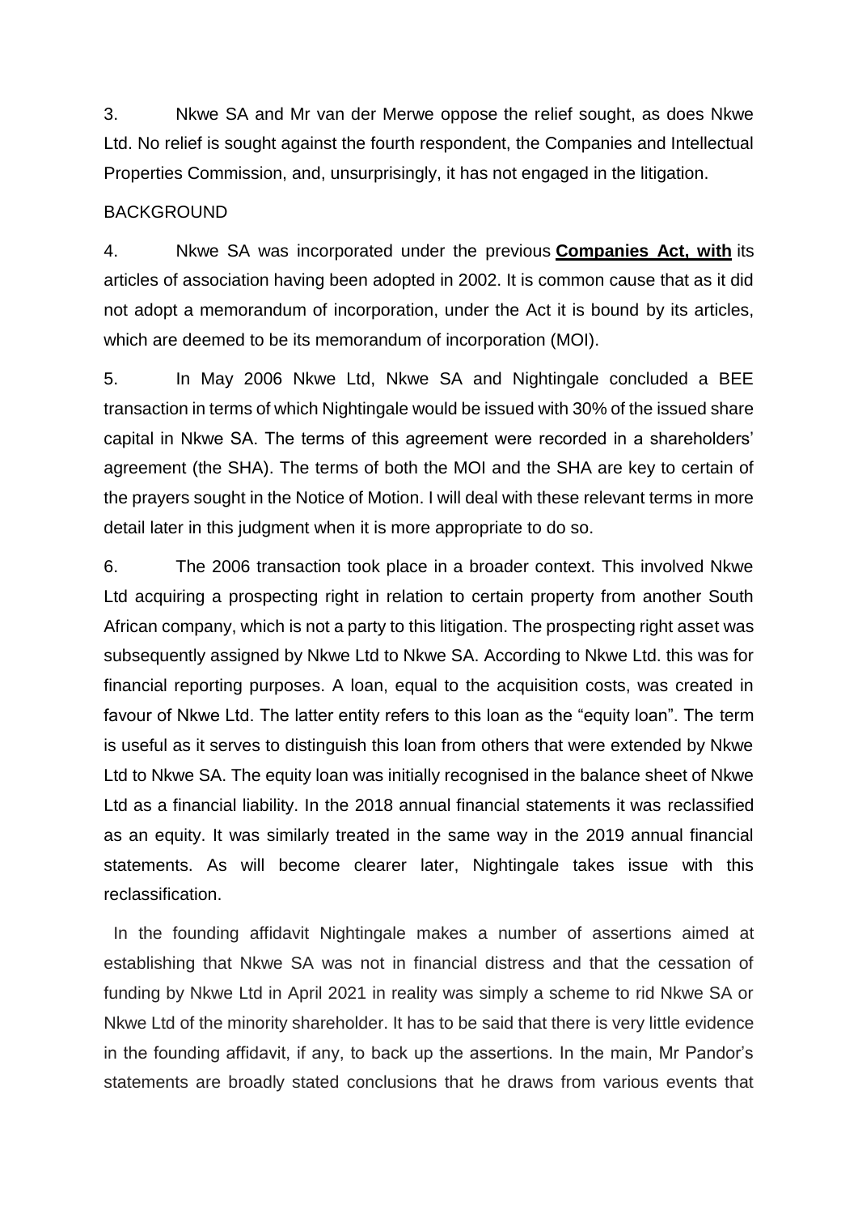3. Nkwe SA and Mr van der Merwe oppose the relief sought, as does Nkwe Ltd. No relief is sought against the fourth respondent, the Companies and Intellectual Properties Commission, and, unsurprisingly, it has not engaged in the litigation.

BACKGROUND

4. Nkwe SA was incorporated under the previous **Companies Act, with** its articles of association having been adopted in 2002. It is common cause that as it did not adopt a memorandum of incorporation, under the Act it is bound by its articles, which are deemed to be its memorandum of incorporation (MOI).

5. In May 2006 Nkwe Ltd, Nkwe SA and Nightingale concluded a BEE transaction in terms of which Nightingale would be issued with 30% of the issued share capital in Nkwe SA. The terms of this agreement were recorded in a shareholders' agreement (the SHA). The terms of both the MOI and the SHA are key to certain of the prayers sought in the Notice of Motion. I will deal with these relevant terms in more detail later in this judgment when it is more appropriate to do so.

6. The 2006 transaction took place in a broader context. This involved Nkwe Ltd acquiring a prospecting right in relation to certain property from another South African company, which is not a party to this litigation. The prospecting right asset was subsequently assigned by Nkwe Ltd to Nkwe SA. According to Nkwe Ltd. this was for financial reporting purposes. A loan, equal to the acquisition costs, was created in favour of Nkwe Ltd. The latter entity refers to this loan as the "equity loan". The term is useful as it serves to distinguish this loan from others that were extended by Nkwe Ltd to Nkwe SA. The equity loan was initially recognised in the balance sheet of Nkwe Ltd as a financial liability. In the 2018 annual financial statements it was reclassified as an equity. It was similarly treated in the same way in the 2019 annual financial statements. As will become clearer later, Nightingale takes issue with this reclassification.

In the founding affidavit Nightingale makes a number of assertions aimed at establishing that Nkwe SA was not in financial distress and that the cessation of funding by Nkwe Ltd in April 2021 in reality was simply a scheme to rid Nkwe SA or Nkwe Ltd of the minority shareholder. It has to be said that there is very little evidence in the founding affidavit, if any, to back up the assertions. In the main, Mr Pandor's statements are broadly stated conclusions that he draws from various events that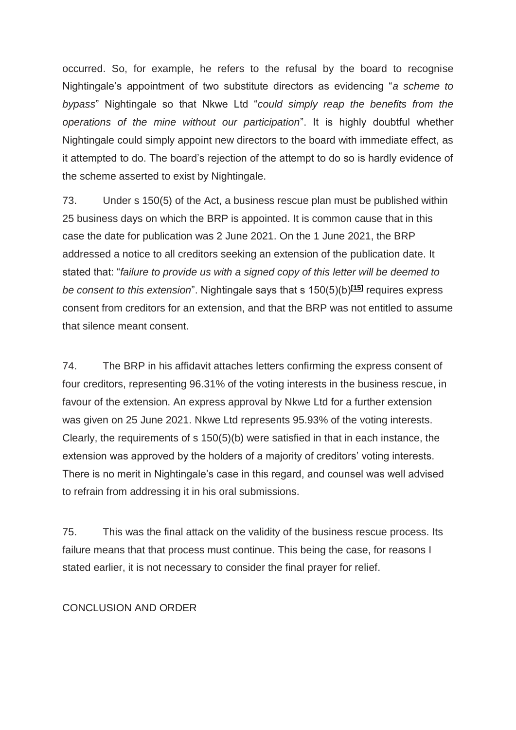occurred. So, for example, he refers to the refusal by the board to recognise Nightingale's appointment of two substitute directors as evidencing "*a scheme to bypass*" Nightingale so that Nkwe Ltd "*could simply reap the benefits from the operations of the mine without our participation*". It is highly doubtful whether Nightingale could simply appoint new directors to the board with immediate effect, as it attempted to do. The board's rejection of the attempt to do so is hardly evidence of the scheme asserted to exist by Nightingale.

73. Under s 150(5) of the Act, a business rescue plan must be published within 25 business days on which the BRP is appointed. It is common cause that in this case the date for publication was 2 June 2021. On the 1 June 2021, the BRP addressed a notice to all creditors seeking an extension of the publication date. It stated that: "*failure to provide us with a signed copy of this letter will be deemed to be consent to this extension*". Nightingale says that s 150(5)(b)[15] requires express consent from creditors for an extension, and that the BRP was not entitled to assume that silence meant consent.

74. The BRP in his affidavit attaches letters confirming the express consent of four creditors, representing 96.31% of the voting interests in the business rescue, in favour of the extension. An express approval by Nkwe Ltd for a further extension was given on 25 June 2021. Nkwe Ltd represents 95.93% of the voting interests. Clearly, the requirements of s 150(5)(b) were satisfied in that in each instance, the extension was approved by the holders of a majority of creditors' voting interests. There is no merit in Nightingale's case in this regard, and counsel was well advised to refrain from addressing it in his oral submissions.

75. This was the final attack on the validity of the business rescue process. Its failure means that that process must continue. This being the case, for reasons I stated earlier, it is not necessary to consider the final prayer for relief.

CONCLUSION AND ORDER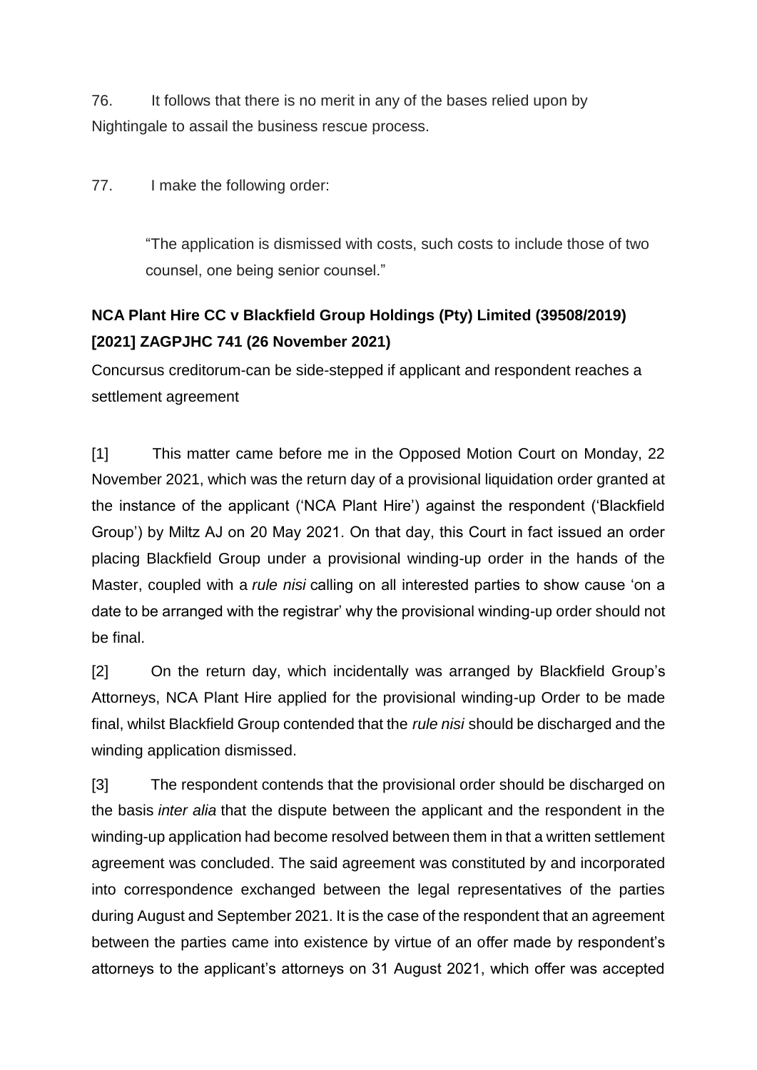76. It follows that there is no merit in any of the bases relied upon by Nightingale to assail the business rescue process.

77. I make the following order:

> "The application is dismissed with costs, such costs to include those of two counsel, one being senior counsel."

**NCA Plant Hire CC v Blackfield Group Holdings (Pty) Limited (39508/2019) [2021] ZAGPJHC 741 (26 November 2021)**

Concursus creditorum-can be side-stepped if applicant and respondent reaches a settlement agreement

[1] This matter came before me in the Opposed Motion Court on Monday, 22 November 2021, which was the return day of a provisional liquidation order granted at the instance of the applicant ('NCA Plant Hire') against the respondent ('Blackfield Group') by Miltz AJ on 20 May 2021. On that day, this Court in fact issued an order placing Blackfield Group under a provisional winding-up order in the hands of the Master, coupled with a *rule nisi* calling on all interested parties to show cause 'on a date to be arranged with the registrar' why the provisional winding-up order should not be final.

[2] On the return day, which incidentally was arranged by Blackfield Group's Attorneys, NCA Plant Hire applied for the provisional winding-up Order to be made final, whilst Blackfield Group contended that the *rule nisi* should be discharged and the winding application dismissed.

[3] The respondent contends that the provisional order should be discharged on the basis *inter alia* that the dispute between the applicant and the respondent in the winding-up application had become resolved between them in that a written settlement agreement was concluded. The said agreement was constituted by and incorporated into correspondence exchanged between the legal representatives of the parties during August and September 2021. It is the case of the respondent that an agreement between the parties came into existence by virtue of an offer made by respondent's attorneys to the applicant's attorneys on 31 August 2021, which offer was accepted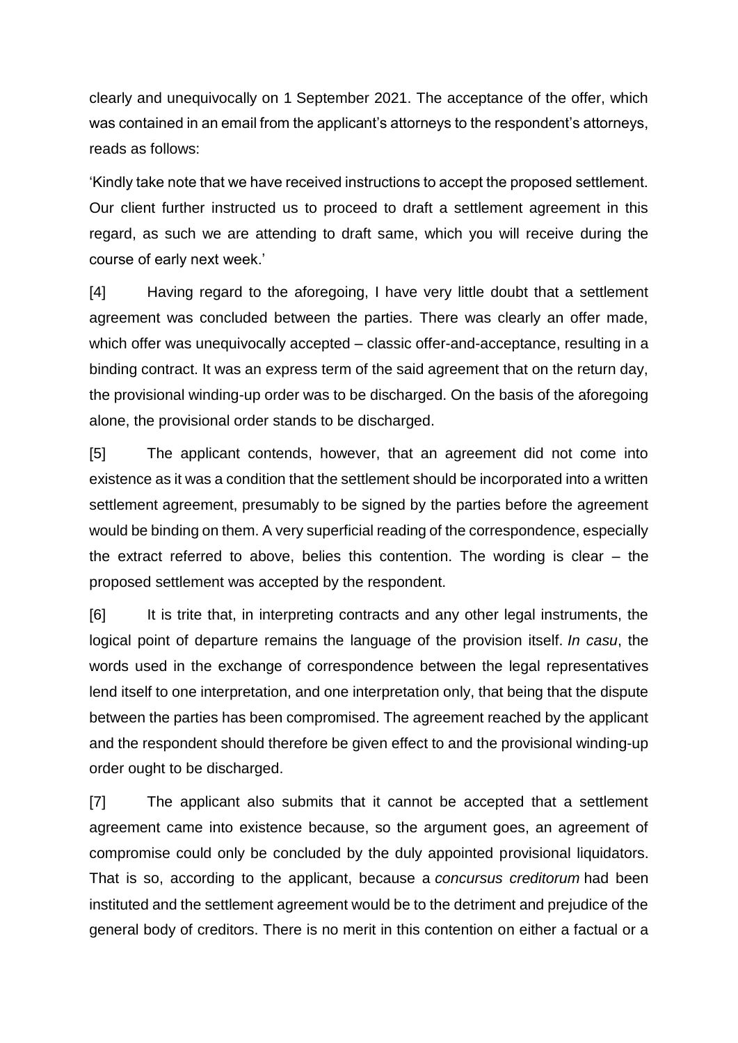clearly and unequivocally on 1 September 2021. The acceptance of the offer, which was contained in an email from the applicant's attorneys to the respondent's attorneys, reads as follows:

'Kindly take note that we have received instructions to accept the proposed settlement. Our client further instructed us to proceed to draft a settlement agreement in this regard, as such we are attending to draft same, which you will receive during the course of early next week.'

[4] Having regard to the aforegoing, I have very little doubt that a settlement agreement was concluded between the parties. There was clearly an offer made, which offer was unequivocally accepted – classic offer-and-acceptance, resulting in a binding contract. It was an express term of the said agreement that on the return day, the provisional winding-up order was to be discharged. On the basis of the aforegoing alone, the provisional order stands to be discharged.

[5] The applicant contends, however, that an agreement did not come into existence as it was a condition that the settlement should be incorporated into a written settlement agreement, presumably to be signed by the parties before the agreement would be binding on them. A very superficial reading of the correspondence, especially the extract referred to above, belies this contention. The wording is clear – the proposed settlement was accepted by the respondent.

[6] It is trite that, in interpreting contracts and any other legal instruments, the logical point of departure remains the language of the provision itself. *In casu*, the words used in the exchange of correspondence between the legal representatives lend itself to one interpretation, and one interpretation only, that being that the dispute between the parties has been compromised. The agreement reached by the applicant and the respondent should therefore be given effect to and the provisional winding-up order ought to be discharged.

[7] The applicant also submits that it cannot be accepted that a settlement agreement came into existence because, so the argument goes, an agreement of compromise could only be concluded by the duly appointed provisional liquidators. That is so, according to the applicant, because a *concursus creditorum* had been instituted and the settlement agreement would be to the detriment and prejudice of the general body of creditors. There is no merit in this contention on either a factual or a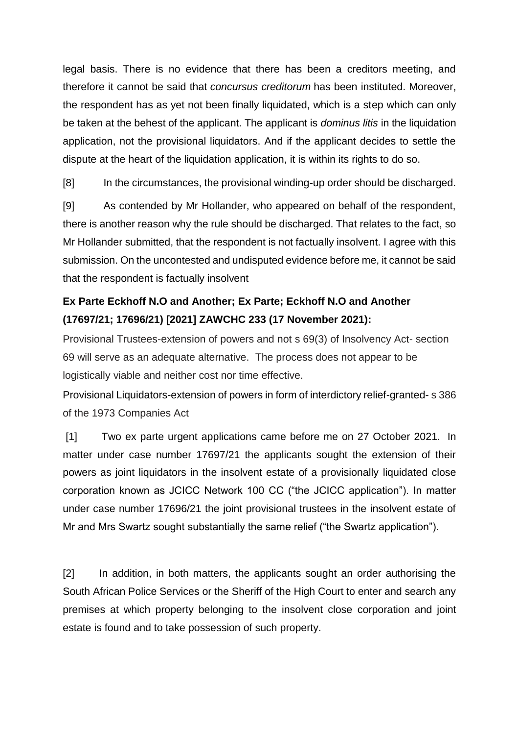legal basis. There is no evidence that there has been a creditors meeting, and therefore it cannot be said that *concursus creditorum* has been instituted. Moreover, the respondent has as yet not been finally liquidated, which is a step which can only be taken at the behest of the applicant. The applicant is *dominus litis* in the liquidation application, not the provisional liquidators. And if the applicant decides to settle the dispute at the heart of the liquidation application, it is within its rights to do so.

[8] In the circumstances, the provisional winding-up order should be discharged.

[9] As contended by Mr Hollander, who appeared on behalf of the respondent, there is another reason why the rule should be discharged. That relates to the fact, so Mr Hollander submitted, that the respondent is not factually insolvent. I agree with this submission. On the uncontested and undisputed evidence before me, it cannot be said that the respondent is factually insolvent

**Ex Parte Eckhoff N.O and Another; Ex Parte; Eckhoff N.O and Another (17697/21; 17696/21) [2021] ZAWCHC 233 (17 November 2021):**

Provisional Trustees-extension of powers and not s 69(3) of Insolvency Act- section 69 will serve as an adequate alternative. The process does not appear to be logistically viable and neither cost nor time effective.

Provisional Liquidators-extension of powers in form of interdictory relief-granted- s 386 of the 1973 Companies Act

[1] Two ex parte urgent applications came before me on 27 October 2021. In matter under case number 17697/21 the applicants sought the extension of their powers as joint liquidators in the insolvent estate of a provisionally liquidated close corporation known as JCICC Network 100 CC ("the JCICC application"). In matter under case number 17696/21 the joint provisional trustees in the insolvent estate of Mr and Mrs Swartz sought substantially the same relief ("the Swartz application").

[2] In addition, in both matters, the applicants sought an order authorising the South African Police Services or the Sheriff of the High Court to enter and search any premises at which property belonging to the insolvent close corporation and joint estate is found and to take possession of such property.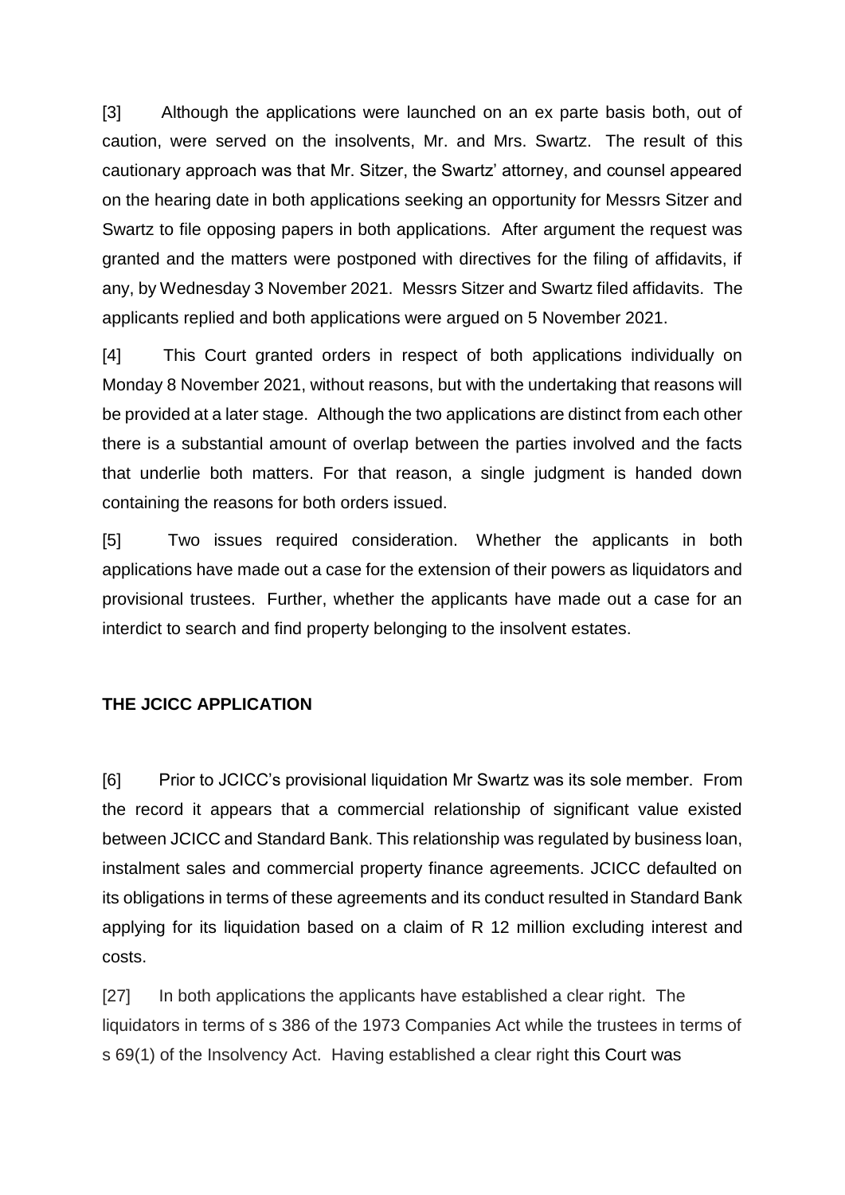[3] Although the applications were launched on an ex parte basis both, out of caution, were served on the insolvents, Mr. and Mrs. Swartz. The result of this cautionary approach was that Mr. Sitzer, the Swartz' attorney, and counsel appeared on the hearing date in both applications seeking an opportunity for Messrs Sitzer and Swartz to file opposing papers in both applications. After argument the request was granted and the matters were postponed with directives for the filing of affidavits, if any, by Wednesday 3 November 2021. Messrs Sitzer and Swartz filed affidavits. The applicants replied and both applications were argued on 5 November 2021.

[4] This Court granted orders in respect of both applications individually on Monday 8 November 2021, without reasons, but with the undertaking that reasons will be provided at a later stage. Although the two applications are distinct from each other there is a substantial amount of overlap between the parties involved and the facts that underlie both matters. For that reason, a single judgment is handed down containing the reasons for both orders issued.

[5] Two issues required consideration. Whether the applicants in both applications have made out a case for the extension of their powers as liquidators and provisional trustees. Further, whether the applicants have made out a case for an interdict to search and find property belonging to the insolvent estates.

## THE JCICC APPLICATION

[6] Prior to JCICC's provisional liquidation Mr Swartz was its sole member. From the record it appears that a commercial relationship of significant value existed between JCICC and Standard Bank. This relationship was regulated by business loan, instalment sales and commercial property finance agreements. JCICC defaulted on its obligations in terms of these agreements and its conduct resulted in Standard Bank applying for its liquidation based on a claim of R 12 million excluding interest and costs.

[27] In both applications the applicants have established a clear right. The liquidators in terms of s 386 of the 1973 Companies Act while the trustees in terms of s 69(1) of the Insolvency Act. Having established a clear right this Court was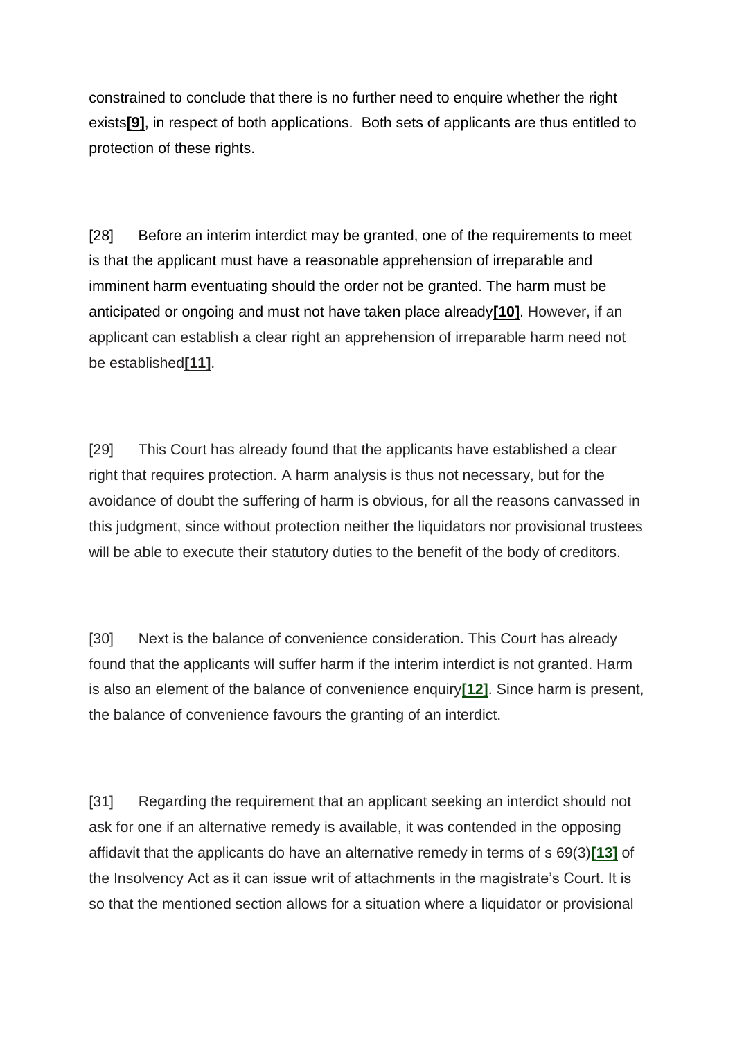constrained to conclude that there is no further need to enquire whether the right exists[9], in respect of both applications. Both sets of applicants are thus entitled to protection of these rights.

[28] Before an interim interdict may be granted, one of the requirements to meet is that the applicant must have a reasonable apprehension of irreparable and imminent harm eventuating should the order not be granted. The harm must be anticipated or ongoing and must not have taken place already[10]. However, if an applicant can establish a clear right an apprehension of irreparable harm need not be established[11].

[29] This Court has already found that the applicants have established a clear right that requires protection. A harm analysis is thus not necessary, but for the avoidance of doubt the suffering of harm is obvious, for all the reasons canvassed in this judgment, since without protection neither the liquidators nor provisional trustees will be able to execute their statutory duties to the benefit of the body of creditors.

[30] Next is the balance of convenience consideration. This Court has already found that the applicants will suffer harm if the interim interdict is not granted. Harm is also an element of the balance of convenience enquiry[12]. Since harm is present, the balance of convenience favours the granting of an interdict.

[31] Regarding the requirement that an applicant seeking an interdict should not ask for one if an alternative remedy is available, it was contended in the opposing affidavit that the applicants do have an alternative remedy in terms of s 69(3)[13] of the Insolvency Act as it can issue writ of attachments in the magistrate's Court. It is so that the mentioned section allows for a situation where a liquidator or provisional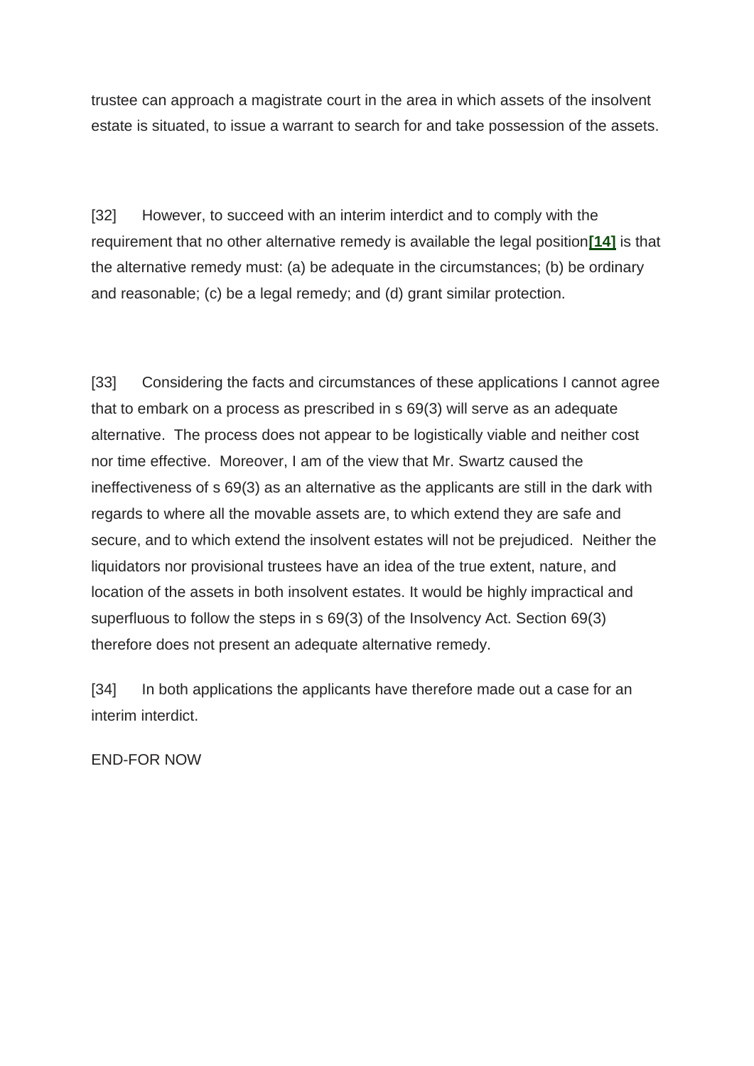trustee can approach a magistrate court in the area in which assets of the insolvent estate is situated, to issue a warrant to search for and take possession of the assets.

[32] However, to succeed with an interim interdict and to comply with the requirement that no other alternative remedy is available the legal position[14] is that the alternative remedy must: (a) be adequate in the circumstances; (b) be ordinary and reasonable; (c) be a legal remedy; and (d) grant similar protection.

[33] Considering the facts and circumstances of these applications I cannot agree that to embark on a process as prescribed in s 69(3) will serve as an adequate alternative. The process does not appear to be logistically viable and neither cost nor time effective. Moreover, I am of the view that Mr. Swartz caused the ineffectiveness of s 69(3) as an alternative as the applicants are still in the dark with regards to where all the movable assets are, to which extend they are safe and secure, and to which extend the insolvent estates will not be prejudiced. Neither the liquidators nor provisional trustees have an idea of the true extent, nature, and location of the assets in both insolvent estates. It would be highly impractical and superfluous to follow the steps in s 69(3) of the Insolvency Act. Section 69(3) therefore does not present an adequate alternative remedy.

[34] In both applications the applicants have therefore made out a case for an interim interdict.

END-FOR NOW